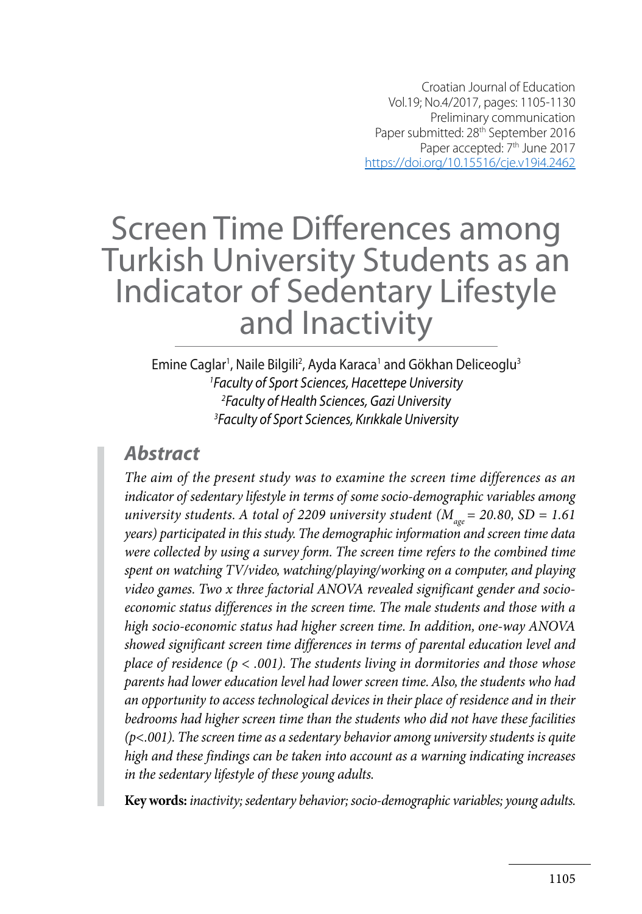Croatian Journal of Education
Vol.19; No.4/2017, pages: 1105-1130
Preliminary communication
Paper submitted: 28th September 2016
Paper accepted: 7th June 2017
https://doi.org/10.15516/cje.v19i4.2462

# Screen Time Differences among Turkish University Students as an Indicator of Sedentary Lifestyle and Inactivity

Emine Caglar[1], Naile Bilgili[2], Ayda Karaca[1] and Gökhan Deliceoglu[3]

[1]*Faculty of Sport Sciences, Hacettepe University*
[2]*Faculty of Health Sciences, Gazi University*
[3]*Faculty of Sport Sciences, Kırıkkale University*

## Abstract

*The aim of the present study was to examine the screen time differences as an indicator of sedentary lifestyle in terms of some socio-demographic variables among university students. A total of 2209 university student ($M_{age}$ = 20.80, SD = 1.61 years) participated in this study. The demographic information and screen time data were collected by using a survey form. The screen time refers to the combined time spent on watching TV/video, watching/playing/working on a computer, and playing video games. Two x three factorial ANOVA revealed significant gender and socio-economic status differences in the screen time. The male students and those with a high socio-economic status had higher screen time. In addition, one-way ANOVA showed significant screen time differences in terms of parental education level and place of residence ($p < .001$). The students living in dormitories and those whose parents had lower education level had lower screen time. Also, the students who had an opportunity to access technological devices in their place of residence and in their bedrooms had higher screen time than the students who did not have these facilities ($p<.001$). The screen time as a sedentary behavior among university students is quite high and these findings can be taken into account as a warning indicating increases in the sedentary lifestyle of these young adults.*

**Key words:** *inactivity; sedentary behavior; socio-demographic variables; young adults.*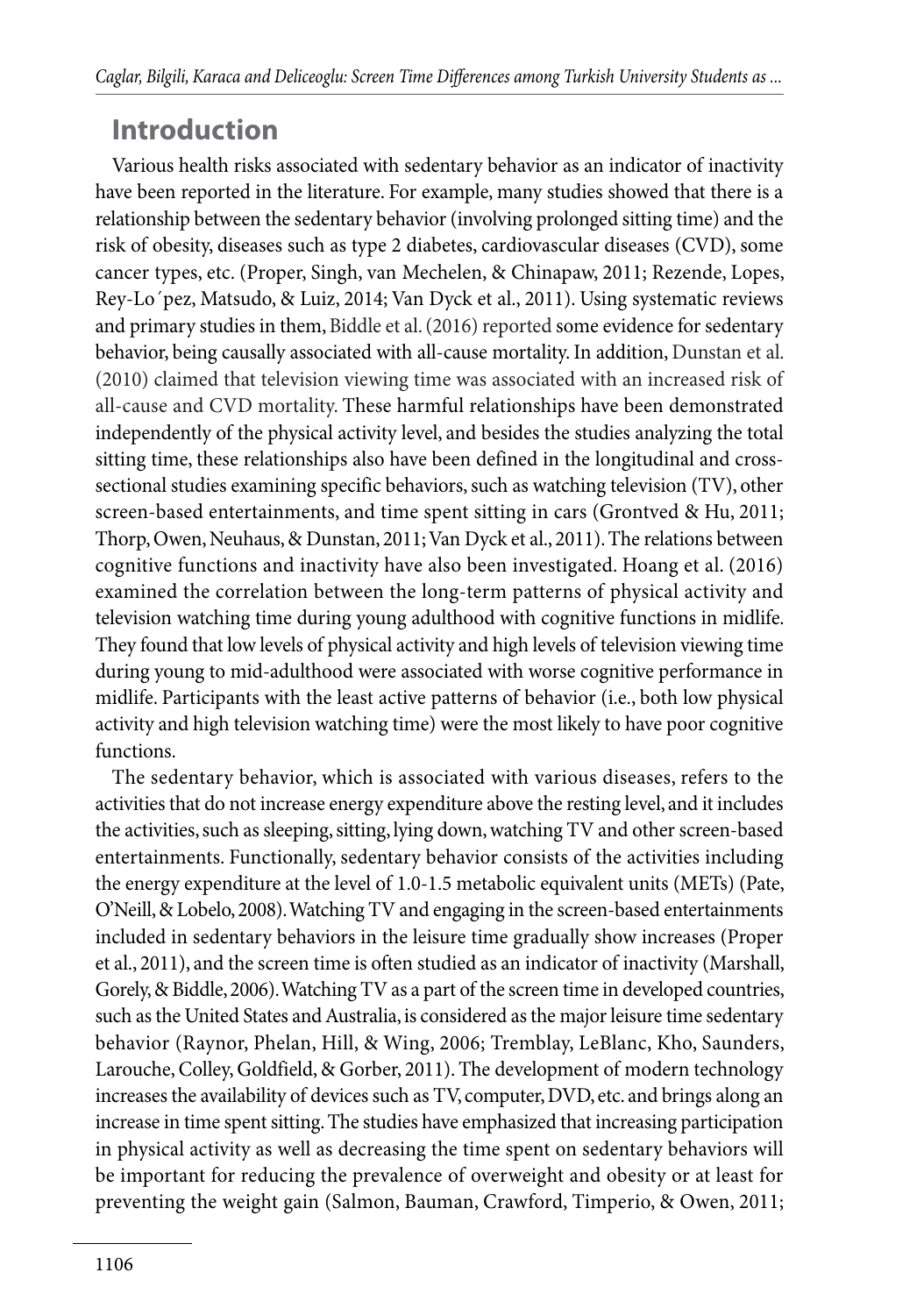## Introduction

Various health risks associated with sedentary behavior as an indicator of inactivity have been reported in the literature. For example, many studies showed that there is a relationship between the sedentary behavior (involving prolonged sitting time) and the risk of obesity, diseases such as type 2 diabetes, cardiovascular diseases (CVD), some cancer types, etc. (Proper, Singh, van Mechelen, & Chinapaw, 2011; Rezende, Lopes, Rey-Lo´pez, Matsudo, & Luiz, 2014; Van Dyck et al., 2011). Using systematic reviews and primary studies in them, Biddle et al. (2016) reported some evidence for sedentary behavior, being causally associated with all-cause mortality. In addition, Dunstan et al. (2010) claimed that television viewing time was associated with an increased risk of all-cause and CVD mortality. These harmful relationships have been demonstrated independently of the physical activity level, and besides the studies analyzing the total sitting time, these relationships also have been defined in the longitudinal and cross-sectional studies examining specific behaviors, such as watching television (TV), other screen-based entertainments, and time spent sitting in cars (Grontved & Hu, 2011; Thorp, Owen, Neuhaus, & Dunstan, 2011; Van Dyck et al., 2011). The relations between cognitive functions and inactivity have also been investigated. Hoang et al. (2016) examined the correlation between the long-term patterns of physical activity and television watching time during young adulthood with cognitive functions in midlife. They found that low levels of physical activity and high levels of television viewing time during young to mid-adulthood were associated with worse cognitive performance in midlife. Participants with the least active patterns of behavior (i.e., both low physical activity and high television watching time) were the most likely to have poor cognitive functions.

The sedentary behavior, which is associated with various diseases, refers to the activities that do not increase energy expenditure above the resting level, and it includes the activities, such as sleeping, sitting, lying down, watching TV and other screen-based entertainments. Functionally, sedentary behavior consists of the activities including the energy expenditure at the level of 1.0-1.5 metabolic equivalent units (METs) (Pate, O'Neill, & Lobelo, 2008). Watching TV and engaging in the screen-based entertainments included in sedentary behaviors in the leisure time gradually show increases (Proper et al., 2011), and the screen time is often studied as an indicator of inactivity (Marshall, Gorely, & Biddle, 2006). Watching TV as a part of the screen time in developed countries, such as the United States and Australia, is considered as the major leisure time sedentary behavior (Raynor, Phelan, Hill, & Wing, 2006; Tremblay, LeBlanc, Kho, Saunders, Larouche, Colley, Goldfield, & Gorber, 2011). The development of modern technology increases the availability of devices such as TV, computer, DVD, etc. and brings along an increase in time spent sitting. The studies have emphasized that increasing participation in physical activity as well as decreasing the time spent on sedentary behaviors will be important for reducing the prevalence of overweight and obesity or at least for preventing the weight gain (Salmon, Bauman, Crawford, Timperio, & Owen, 2011;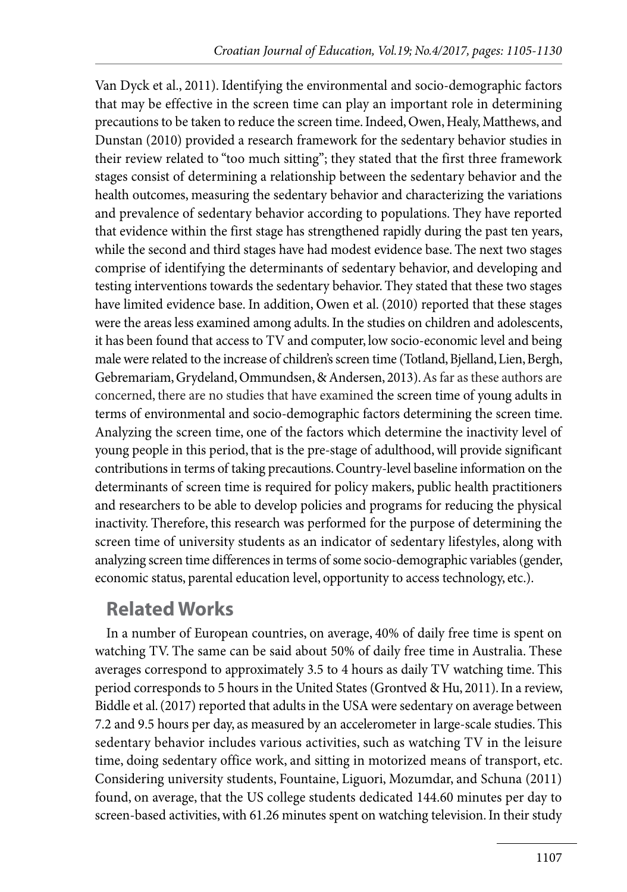Van Dyck et al., 2011). Identifying the environmental and socio-demographic factors that may be effective in the screen time can play an important role in determining precautions to be taken to reduce the screen time. Indeed, Owen, Healy, Matthews, and Dunstan (2010) provided a research framework for the sedentary behavior studies in their review related to "too much sitting"; they stated that the first three framework stages consist of determining a relationship between the sedentary behavior and the health outcomes, measuring the sedentary behavior and characterizing the variations and prevalence of sedentary behavior according to populations. They have reported that evidence within the first stage has strengthened rapidly during the past ten years, while the second and third stages have had modest evidence base. The next two stages comprise of identifying the determinants of sedentary behavior, and developing and testing interventions towards the sedentary behavior. They stated that these two stages have limited evidence base. In addition, Owen et al. (2010) reported that these stages were the areas less examined among adults. In the studies on children and adolescents, it has been found that access to TV and computer, low socio-economic level and being male were related to the increase of children's screen time (Totland, Bjelland, Lien, Bergh, Gebremariam, Grydeland, Ommundsen, & Andersen, 2013). As far as these authors are concerned, there are no studies that have examined the screen time of young adults in terms of environmental and socio-demographic factors determining the screen time. Analyzing the screen time, one of the factors which determine the inactivity level of young people in this period, that is the pre-stage of adulthood, will provide significant contributions in terms of taking precautions. Country-level baseline information on the determinants of screen time is required for policy makers, public health practitioners and researchers to be able to develop policies and programs for reducing the physical inactivity. Therefore, this research was performed for the purpose of determining the screen time of university students as an indicator of sedentary lifestyles, along with analyzing screen time differences in terms of some socio-demographic variables (gender, economic status, parental education level, opportunity to access technology, etc.).

## Related Works

In a number of European countries, on average, 40% of daily free time is spent on watching TV. The same can be said about 50% of daily free time in Australia. These averages correspond to approximately 3.5 to 4 hours as daily TV watching time. This period corresponds to 5 hours in the United States (Grontved & Hu, 2011). In a review, Biddle et al. (2017) reported that adults in the USA were sedentary on average between 7.2 and 9.5 hours per day, as measured by an accelerometer in large-scale studies. This sedentary behavior includes various activities, such as watching TV in the leisure time, doing sedentary office work, and sitting in motorized means of transport, etc. Considering university students, Fountaine, Liguori, Mozumdar, and Schuna (2011) found, on average, that the US college students dedicated 144.60 minutes per day to screen-based activities, with 61.26 minutes spent on watching television. In their study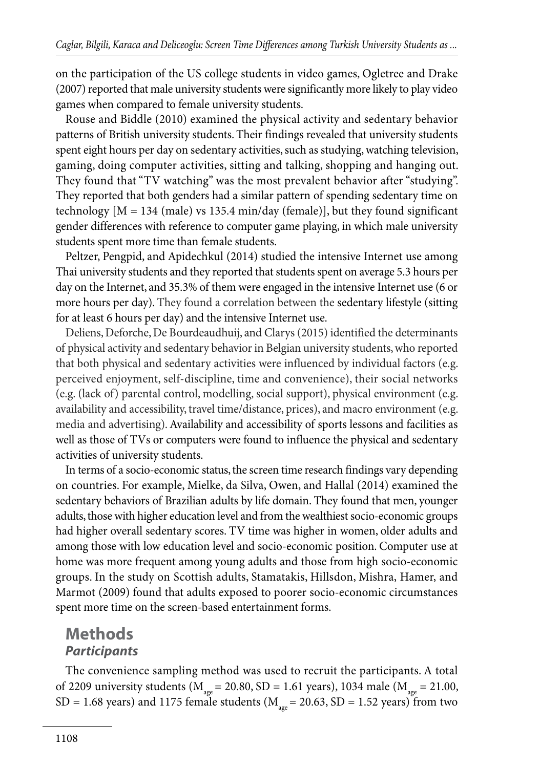on the participation of the US college students in video games, Ogletree and Drake (2007) reported that male university students were significantly more likely to play video games when compared to female university students.

Rouse and Biddle (2010) examined the physical activity and sedentary behavior patterns of British university students. Their findings revealed that university students spent eight hours per day on sedentary activities, such as studying, watching television, gaming, doing computer activities, sitting and talking, shopping and hanging out. They found that "TV watching" was the most prevalent behavior after "studying". They reported that both genders had a similar pattern of spending sedentary time on technology [M = 134 (male) vs 135.4 min/day (female)], but they found significant gender differences with reference to computer game playing, in which male university students spent more time than female students.

Peltzer, Pengpid, and Apidechkul (2014) studied the intensive Internet use among Thai university students and they reported that students spent on average 5.3 hours per day on the Internet, and 35.3% of them were engaged in the intensive Internet use (6 or more hours per day). They found a correlation between the sedentary lifestyle (sitting for at least 6 hours per day) and the intensive Internet use.

Deliens, Deforche, De Bourdeaudhuij, and Clarys (2015) identified the determinants of physical activity and sedentary behavior in Belgian university students, who reported that both physical and sedentary activities were influenced by individual factors (e.g. perceived enjoyment, self-discipline, time and convenience), their social networks (e.g. (lack of) parental control, modelling, social support), physical environment (e.g. availability and accessibility, travel time/distance, prices), and macro environment (e.g. media and advertising). Availability and accessibility of sports lessons and facilities as well as those of TVs or computers were found to influence the physical and sedentary activities of university students.

In terms of a socio-economic status, the screen time research findings vary depending on countries. For example, Mielke, da Silva, Owen, and Hallal (2014) examined the sedentary behaviors of Brazilian adults by life domain. They found that men, younger adults, those with higher education level and from the wealthiest socio-economic groups had higher overall sedentary scores. TV time was higher in women, older adults and among those with low education level and socio-economic position. Computer use at home was more frequent among young adults and those from high socio-economic groups. In the study on Scottish adults, Stamatakis, Hillsdon, Mishra, Hamer, and Marmot (2009) found that adults exposed to poorer socio-economic circumstances spent more time on the screen-based entertainment forms.

## Methods

### *Participants*

The convenience sampling method was used to recruit the participants. A total of 2209 university students ($M_{age}$ = 20.80, SD = 1.61 years), 1034 male ($M_{age}$ = 21.00, SD = 1.68 years) and 1175 female students ($M_{age}$ = 20.63, SD = 1.52 years) from two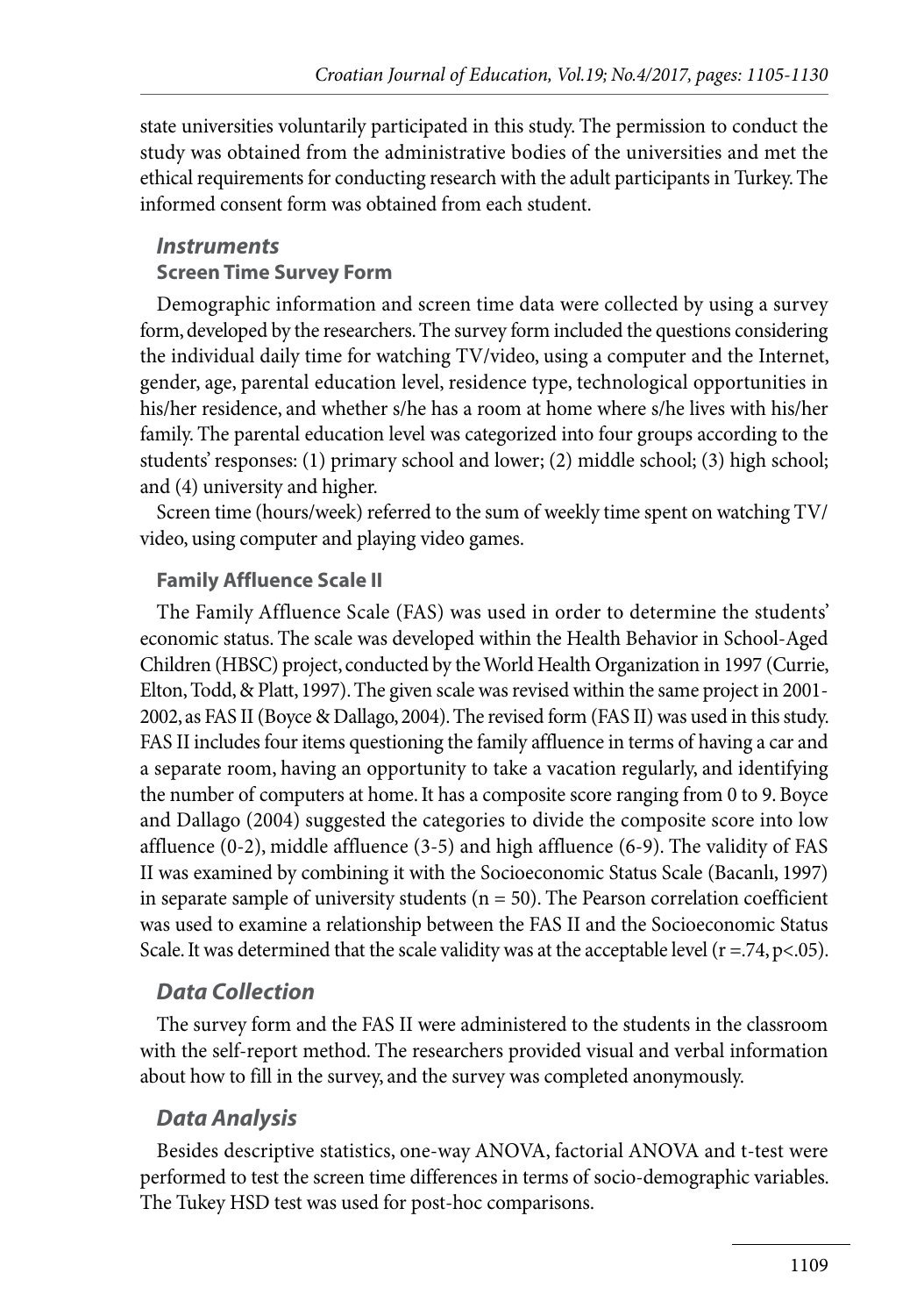state universities voluntarily participated in this study. The permission to conduct the study was obtained from the administrative bodies of the universities and met the ethical requirements for conducting research with the adult participants in Turkey. The informed consent form was obtained from each student.

### *Instruments*

#### Screen Time Survey Form

Demographic information and screen time data were collected by using a survey form, developed by the researchers. The survey form included the questions considering the individual daily time for watching TV/video, using a computer and the Internet, gender, age, parental education level, residence type, technological opportunities in his/her residence, and whether s/he has a room at home where s/he lives with his/her family. The parental education level was categorized into four groups according to the students' responses: (1) primary school and lower; (2) middle school; (3) high school; and (4) university and higher.

Screen time (hours/week) referred to the sum of weekly time spent on watching TV/video, using computer and playing video games.

#### Family Affluence Scale II

The Family Affluence Scale (FAS) was used in order to determine the students' economic status. The scale was developed within the Health Behavior in School-Aged Children (HBSC) project, conducted by the World Health Organization in 1997 (Currie, Elton, Todd, & Platt, 1997). The given scale was revised within the same project in 2001-2002, as FAS II (Boyce & Dallago, 2004). The revised form (FAS II) was used in this study. FAS II includes four items questioning the family affluence in terms of having a car and a separate room, having an opportunity to take a vacation regularly, and identifying the number of computers at home. It has a composite score ranging from 0 to 9. Boyce and Dallago (2004) suggested the categories to divide the composite score into low affluence (0-2), middle affluence (3-5) and high affluence (6-9). The validity of FAS II was examined by combining it with the Socioeconomic Status Scale (Bacanlı, 1997) in separate sample of university students ($n = 50$). The Pearson correlation coefficient was used to examine a relationship between the FAS II and the Socioeconomic Status Scale. It was determined that the scale validity was at the acceptable level ($r = .74$, $p < .05$).

### *Data Collection*

The survey form and the FAS II were administered to the students in the classroom with the self-report method. The researchers provided visual and verbal information about how to fill in the survey, and the survey was completed anonymously.

### *Data Analysis*

Besides descriptive statistics, one-way ANOVA, factorial ANOVA and t-test were performed to test the screen time differences in terms of socio-demographic variables. The Tukey HSD test was used for post-hoc comparisons.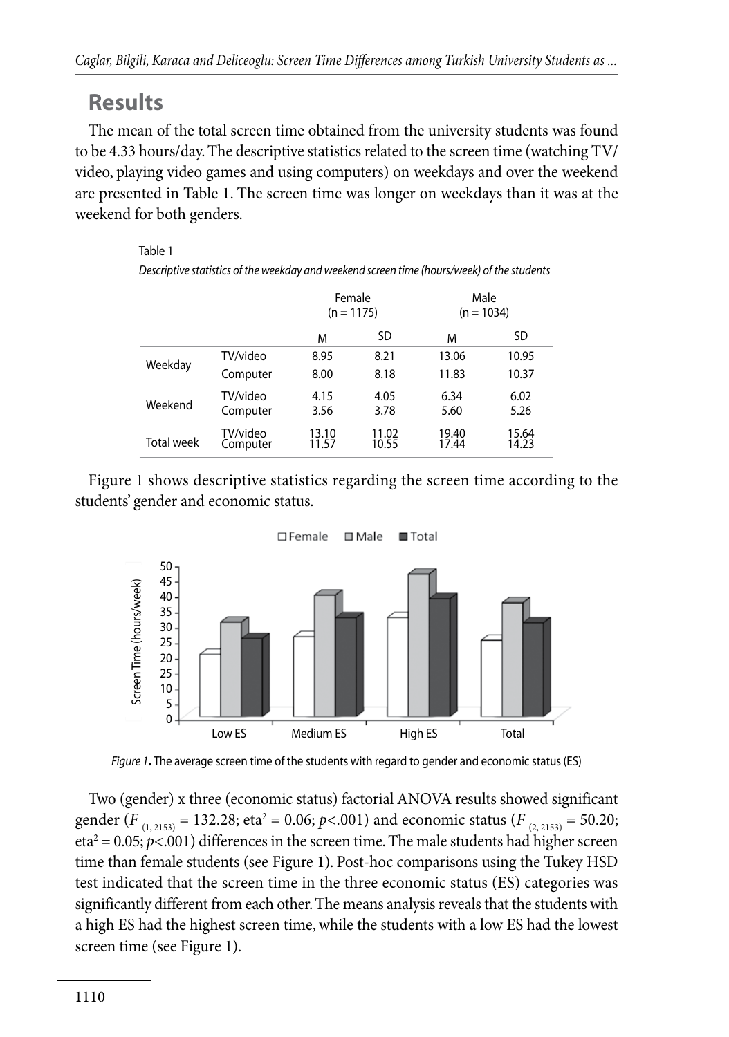## Results

The mean of the total screen time obtained from the university students was found to be 4.33 hours/day. The descriptive statistics related to the screen time (watching TV/video, playing video games and using computers) on weekdays and over the weekend are presented in Table 1. The screen time was longer on weekdays than it was at the weekend for both genders.

Table 1

*Descriptive statistics of the weekday and weekend screen time (hours/week) of the students*

| | | Female (n = 1175) | | Male (n = 1034) | |
|---|---|---|---|---|---|
| | | M | SD | M | SD |
| Weekday | TV/video | 8.95 | 8.21 | 13.06 | 10.95 |
| | Computer | 8.00 | 8.18 | 11.83 | 10.37 |
| Weekend | TV/video | 4.15 | 4.05 | 6.34 | 6.02 |
| | Computer | 3.56 | 3.78 | 5.60 | 5.26 |
| Total week | TV/video | 13.10 | 11.02 | 19.40 | 15.64 |
| | Computer | 11.57 | 10.55 | 17.44 | 14.23 |

Figure 1 shows descriptive statistics regarding the screen time according to the students' gender and economic status.

*Figure 1*. The average screen time of the students with regard to gender and economic status (ES)

Two (gender) x three (economic status) factorial ANOVA results showed significant gender ($F_{(1, 2153)} = 132.28$; eta$^2 = 0.06$; $p<.001$) and economic status ($F_{(2, 2153)} = 50.20$; eta$^2 = 0.05$; $p<.001$) differences in the screen time. The male students had higher screen time than female students (see Figure 1). Post-hoc comparisons using the Tukey HSD test indicated that the screen time in the three economic status (ES) categories was significantly different from each other. The means analysis reveals that the students with a high ES had the highest screen time, while the students with a low ES had the lowest screen time (see Figure 1).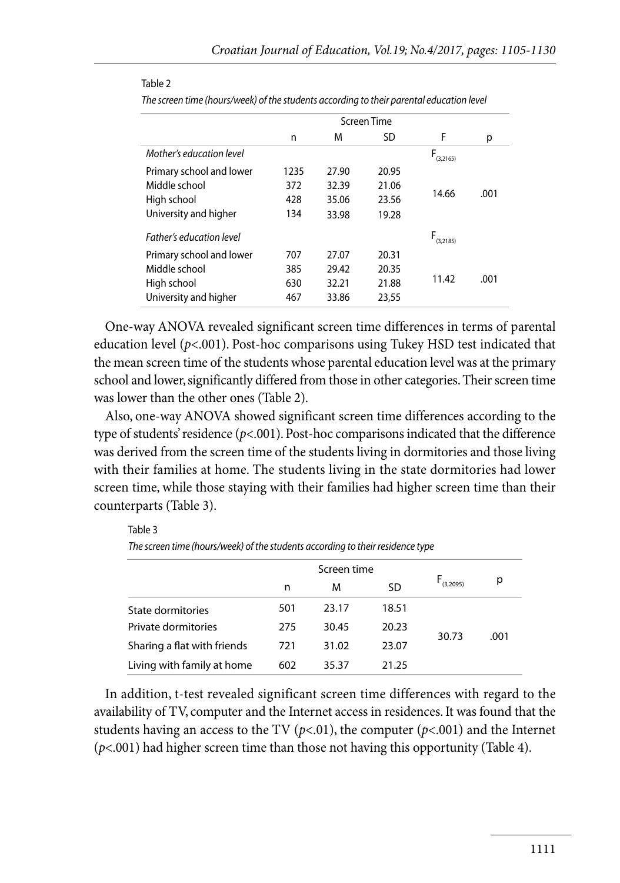Table 2

*The screen time (hours/week) of the students according to their parental education level*

| | Screen Time | | | | |
|---|---|---|---|---|---|
| | n | M | SD | F | p |
| *Mother's education level* | | | | $F_{(3,2165)}$ | |
| Primary school and lower | 1235 | 27.90 | 20.95 | 14.66 | .001 |
| Middle school | 372 | 32.39 | 21.06 | | |
| High school | 428 | 35.06 | 23.56 | | |
| University and higher | 134 | 33.98 | 19.28 | | |
| *Father's education level* | | | | $F_{(3,2185)}$ | |
| Primary school and lower | 707 | 27.07 | 20.31 | 11.42 | .001 |
| Middle school | 385 | 29.42 | 20.35 | | |
| High school | 630 | 32.21 | 21.88 | | |
| University and higher | 467 | 33.86 | 23,55 | | |

One-way ANOVA revealed significant screen time differences in terms of parental education level ($p<.001$). Post-hoc comparisons using Tukey HSD test indicated that the mean screen time of the students whose parental education level was at the primary school and lower, significantly differed from those in other categories. Their screen time was lower than the other ones (Table 2).

Also, one-way ANOVA showed significant screen time differences according to the type of students' residence ($p<.001$). Post-hoc comparisons indicated that the difference was derived from the screen time of the students living in dormitories and those living with their families at home. The students living in the state dormitories had lower screen time, while those staying with their families had higher screen time than their counterparts (Table 3).

Table 3

*The screen time (hours/week) of the students according to their residence type*

| | Screen time | | | $F_{(3,2095)}$ | p |
|---|---|---|---|---|---|
| | n | M | SD | | |
| State dormitories | 501 | 23.17 | 18.51 | 30.73 | .001 |
| Private dormitories | 275 | 30.45 | 20.23 | | |
| Sharing a flat with friends | 721 | 31.02 | 23.07 | | |
| Living with family at home | 602 | 35.37 | 21.25 | | |

In addition, t-test revealed significant screen time differences with regard to the availability of TV, computer and the Internet access in residences. It was found that the students having an access to the TV ($p<.01$), the computer ($p<.001$) and the Internet ($p<.001$) had higher screen time than those not having this opportunity (Table 4).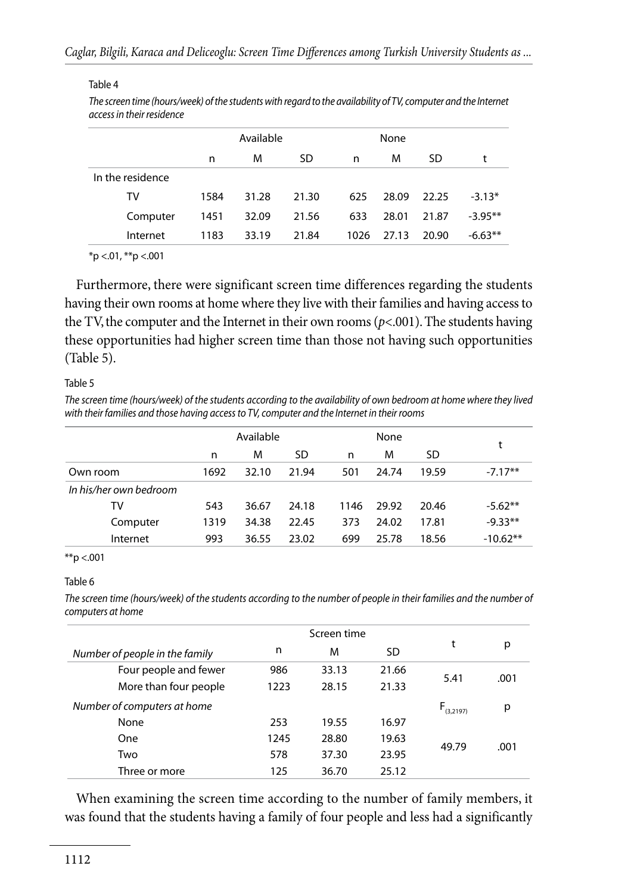Table 4

*The screen time (hours/week) of the students with regard to the availability of TV, computer and the Internet access in their residence*

| | Available | | | None | | | |
|---|---|---|---|---|---|---|---|
| | n | M | SD | n | M | SD | t |
| In the residence | | | | | | | |
| TV | 1584 | 31.28 | 21.30 | 625 | 28.09 | 22.25 | -3.13* |
| Computer | 1451 | 32.09 | 21.56 | 633 | 28.01 | 21.87 | -3.95** |
| Internet | 1183 | 33.19 | 21.84 | 1026 | 27.13 | 20.90 | -6.63** |

*p <.01, **p <.001

Furthermore, there were significant screen time differences regarding the students having their own rooms at home where they live with their families and having access to the TV, the computer and the Internet in their own rooms ($p<.001$). The students having these opportunities had higher screen time than those not having such opportunities (Table 5).

Table 5

*The screen time (hours/week) of the students according to the availability of own bedroom at home where they lived with their families and those having access to TV, computer and the Internet in their rooms*

| | Available | | | None | | | t |
|---|---|---|---|---|---|---|---|
| | n | M | SD | n | M | SD | |
| Own room | 1692 | 32.10 | 21.94 | 501 | 24.74 | 19.59 | -7.17** |
| *In his/her own bedroom* | | | | | | | |
| TV | 543 | 36.67 | 24.18 | 1146 | 29.92 | 20.46 | -5.62** |
| Computer | 1319 | 34.38 | 22.45 | 373 | 24.02 | 17.81 | -9.33** |
| Internet | 993 | 36.55 | 23.02 | 699 | 25.78 | 18.56 | -10.62** |

**p <.001

Table 6

*The screen time (hours/week) of the students according to the number of people in their families and the number of computers at home*

| | Screen time | | | t | p |
|---|---|---|---|---|---|
| *Number of people in the family* | n | M | SD | | |
| Four people and fewer | 986 | 33.13 | 21.66 | 5.41 | .001 |
| More than four people | 1223 | 28.15 | 21.33 | | |
| *Number of computers at home* | | | | $F_{(3,2197)}$ | p |
| None | 253 | 19.55 | 16.97 | 49.79 | .001 |
| One | 1245 | 28.80 | 19.63 | | |
| Two | 578 | 37.30 | 23.95 | | |
| Three or more | 125 | 36.70 | 25.12 | | |

When examining the screen time according to the number of family members, it was found that the students having a family of four people and less had a significantly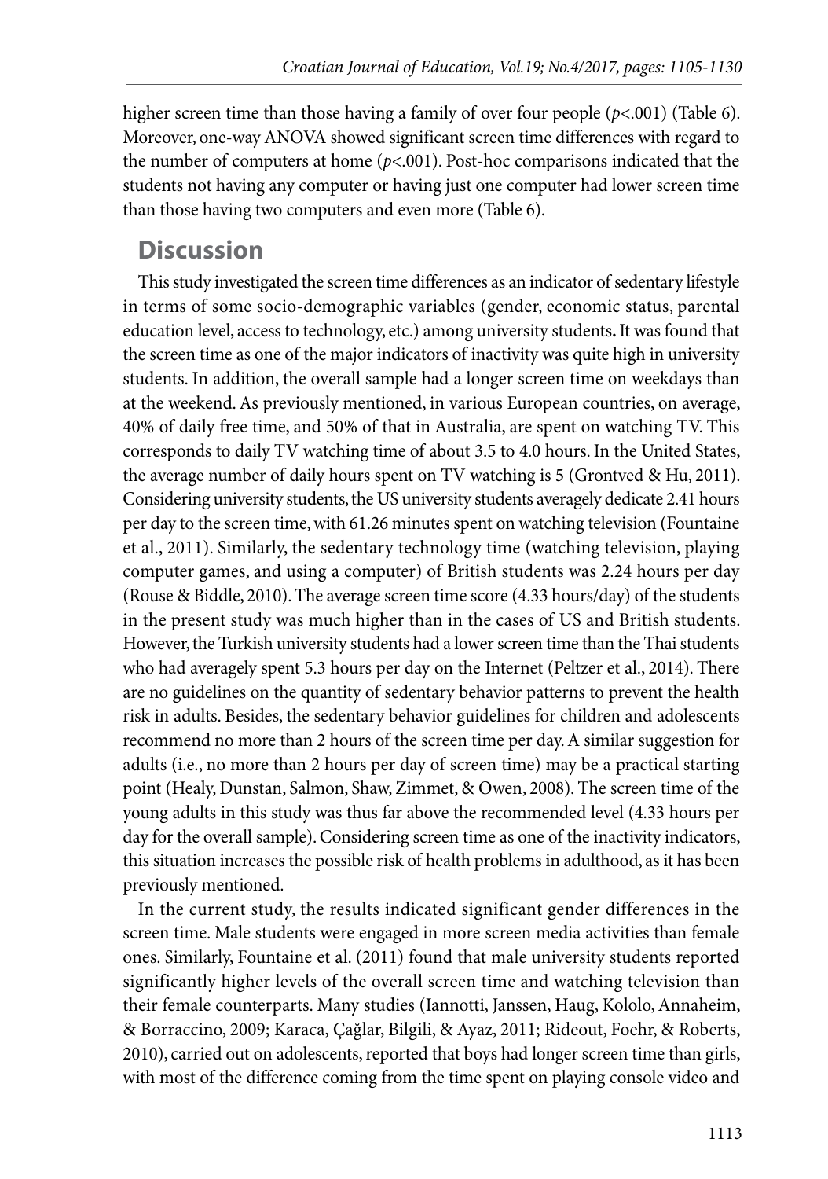higher screen time than those having a family of over four people ($p<.001$) (Table 6). Moreover, one-way ANOVA showed significant screen time differences with regard to the number of computers at home ($p<.001$). Post-hoc comparisons indicated that the students not having any computer or having just one computer had lower screen time than those having two computers and even more (Table 6).

## Discussion

This study investigated the screen time differences as an indicator of sedentary lifestyle in terms of some socio-demographic variables (gender, economic status, parental education level, access to technology, etc.) among university students. It was found that the screen time as one of the major indicators of inactivity was quite high in university students. In addition, the overall sample had a longer screen time on weekdays than at the weekend. As previously mentioned, in various European countries, on average, 40% of daily free time, and 50% of that in Australia, are spent on watching TV. This corresponds to daily TV watching time of about 3.5 to 4.0 hours. In the United States, the average number of daily hours spent on TV watching is 5 (Grontved & Hu, 2011). Considering university students, the US university students averagely dedicate 2.41 hours per day to the screen time, with 61.26 minutes spent on watching television (Fountaine et al., 2011). Similarly, the sedentary technology time (watching television, playing computer games, and using a computer) of British students was 2.24 hours per day (Rouse & Biddle, 2010). The average screen time score (4.33 hours/day) of the students in the present study was much higher than in the cases of US and British students. However, the Turkish university students had a lower screen time than the Thai students who had averagely spent 5.3 hours per day on the Internet (Peltzer et al., 2014). There are no guidelines on the quantity of sedentary behavior patterns to prevent the health risk in adults. Besides, the sedentary behavior guidelines for children and adolescents recommend no more than 2 hours of the screen time per day. A similar suggestion for adults (i.e., no more than 2 hours per day of screen time) may be a practical starting point (Healy, Dunstan, Salmon, Shaw, Zimmet, & Owen, 2008). The screen time of the young adults in this study was thus far above the recommended level (4.33 hours per day for the overall sample). Considering screen time as one of the inactivity indicators, this situation increases the possible risk of health problems in adulthood, as it has been previously mentioned.

In the current study, the results indicated significant gender differences in the screen time. Male students were engaged in more screen media activities than female ones. Similarly, Fountaine et al. (2011) found that male university students reported significantly higher levels of the overall screen time and watching television than their female counterparts. Many studies (Iannotti, Janssen, Haug, Kololo, Annaheim, & Borraccino, 2009; Karaca, Çağlar, Bilgili, & Ayaz, 2011; Rideout, Foehr, & Roberts, 2010), carried out on adolescents, reported that boys had longer screen time than girls, with most of the difference coming from the time spent on playing console video and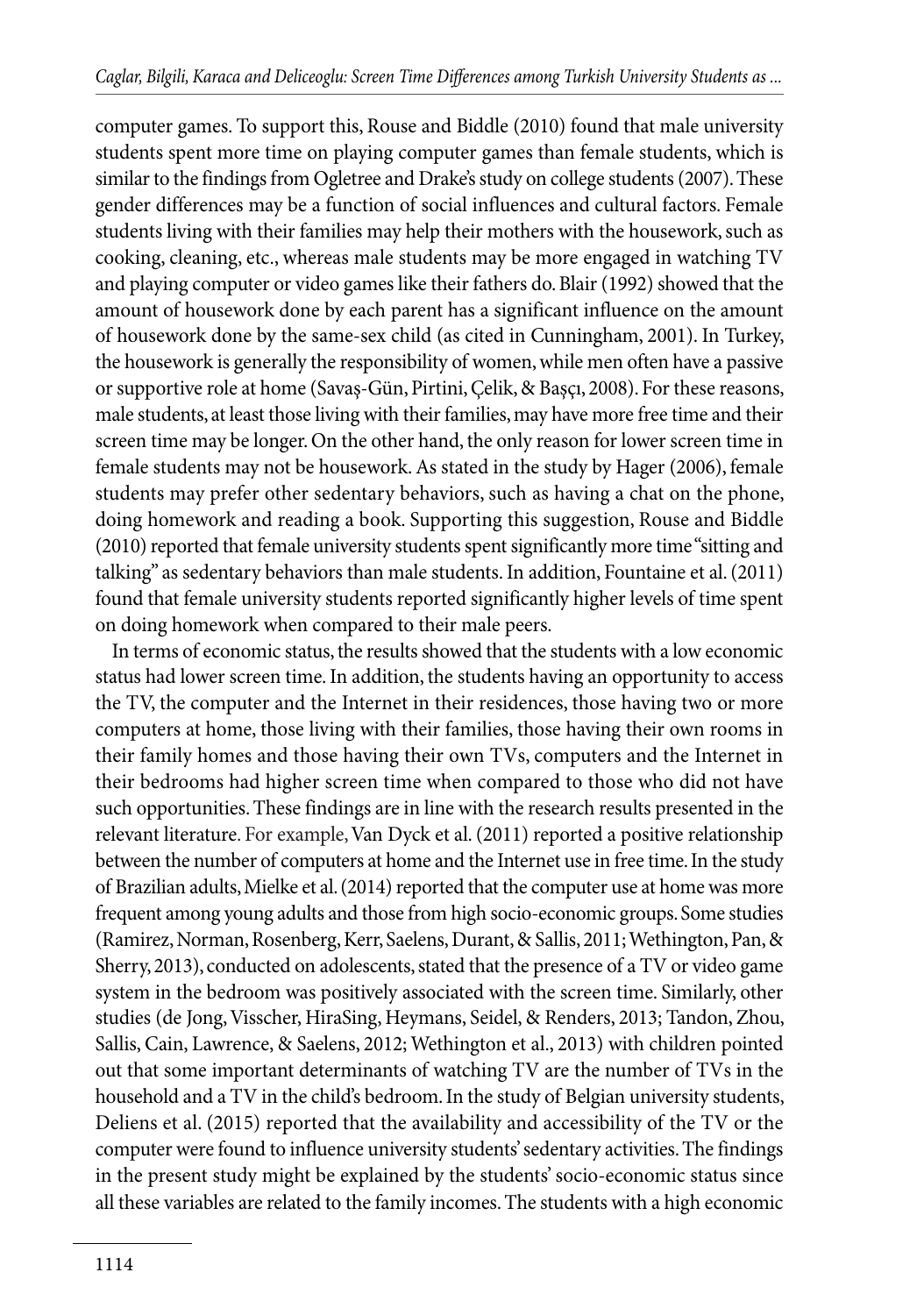computer games. To support this, Rouse and Biddle (2010) found that male university students spent more time on playing computer games than female students, which is similar to the findings from Ogletree and Drake's study on college students (2007). These gender differences may be a function of social influences and cultural factors. Female students living with their families may help their mothers with the housework, such as cooking, cleaning, etc., whereas male students may be more engaged in watching TV and playing computer or video games like their fathers do. Blair (1992) showed that the amount of housework done by each parent has a significant influence on the amount of housework done by the same-sex child (as cited in Cunningham, 2001). In Turkey, the housework is generally the responsibility of women, while men often have a passive or supportive role at home (Savaş-Gün, Pirtini, Çelik, & Başçı, 2008). For these reasons, male students, at least those living with their families, may have more free time and their screen time may be longer. On the other hand, the only reason for lower screen time in female students may not be housework. As stated in the study by Hager (2006), female students may prefer other sedentary behaviors, such as having a chat on the phone, doing homework and reading a book. Supporting this suggestion, Rouse and Biddle (2010) reported that female university students spent significantly more time "sitting and talking" as sedentary behaviors than male students. In addition, Fountaine et al. (2011) found that female university students reported significantly higher levels of time spent on doing homework when compared to their male peers.

In terms of economic status, the results showed that the students with a low economic status had lower screen time. In addition, the students having an opportunity to access the TV, the computer and the Internet in their residences, those having two or more computers at home, those living with their families, those having their own rooms in their family homes and those having their own TVs, computers and the Internet in their bedrooms had higher screen time when compared to those who did not have such opportunities. These findings are in line with the research results presented in the relevant literature. For example, Van Dyck et al. (2011) reported a positive relationship between the number of computers at home and the Internet use in free time. In the study of Brazilian adults, Mielke et al. (2014) reported that the computer use at home was more frequent among young adults and those from high socio-economic groups. Some studies (Ramirez, Norman, Rosenberg, Kerr, Saelens, Durant, & Sallis, 2011; Wethington, Pan, & Sherry, 2013), conducted on adolescents, stated that the presence of a TV or video game system in the bedroom was positively associated with the screen time. Similarly, other studies (de Jong, Visscher, HiraSing, Heymans, Seidel, & Renders, 2013; Tandon, Zhou, Sallis, Cain, Lawrence, & Saelens, 2012; Wethington et al., 2013) with children pointed out that some important determinants of watching TV are the number of TVs in the household and a TV in the child's bedroom. In the study of Belgian university students, Deliens et al. (2015) reported that the availability and accessibility of the TV or the computer were found to influence university students' sedentary activities. The findings in the present study might be explained by the students' socio-economic status since all these variables are related to the family incomes. The students with a high economic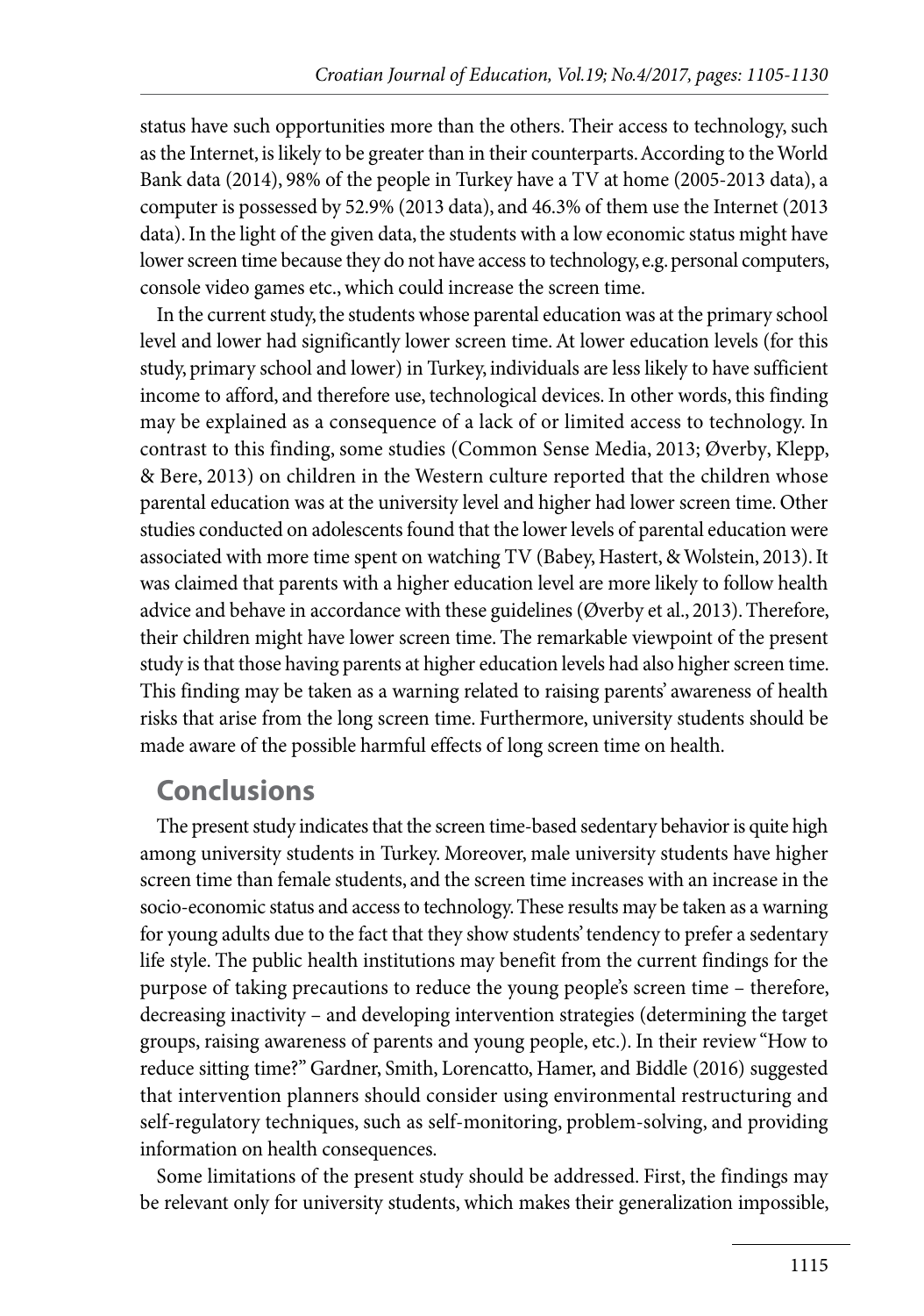status have such opportunities more than the others. Their access to technology, such as the Internet, is likely to be greater than in their counterparts. According to the World Bank data (2014), 98% of the people in Turkey have a TV at home (2005-2013 data), a computer is possessed by 52.9% (2013 data), and 46.3% of them use the Internet (2013 data). In the light of the given data, the students with a low economic status might have lower screen time because they do not have access to technology, e.g. personal computers, console video games etc., which could increase the screen time.

In the current study, the students whose parental education was at the primary school level and lower had significantly lower screen time. At lower education levels (for this study, primary school and lower) in Turkey, individuals are less likely to have sufficient income to afford, and therefore use, technological devices. In other words, this finding may be explained as a consequence of a lack of or limited access to technology. In contrast to this finding, some studies (Common Sense Media, 2013; Øverby, Klepp, & Bere, 2013) on children in the Western culture reported that the children whose parental education was at the university level and higher had lower screen time. Other studies conducted on adolescents found that the lower levels of parental education were associated with more time spent on watching TV (Babey, Hastert, & Wolstein, 2013). It was claimed that parents with a higher education level are more likely to follow health advice and behave in accordance with these guidelines (Øverby et al., 2013). Therefore, their children might have lower screen time. The remarkable viewpoint of the present study is that those having parents at higher education levels had also higher screen time. This finding may be taken as a warning related to raising parents' awareness of health risks that arise from the long screen time. Furthermore, university students should be made aware of the possible harmful effects of long screen time on health.

## Conclusions

The present study indicates that the screen time-based sedentary behavior is quite high among university students in Turkey. Moreover, male university students have higher screen time than female students, and the screen time increases with an increase in the socio-economic status and access to technology. These results may be taken as a warning for young adults due to the fact that they show students' tendency to prefer a sedentary life style. The public health institutions may benefit from the current findings for the purpose of taking precautions to reduce the young people's screen time – therefore, decreasing inactivity – and developing intervention strategies (determining the target groups, raising awareness of parents and young people, etc.). In their review "How to reduce sitting time?" Gardner, Smith, Lorencatto, Hamer, and Biddle (2016) suggested that intervention planners should consider using environmental restructuring and self-regulatory techniques, such as self-monitoring, problem-solving, and providing information on health consequences.

Some limitations of the present study should be addressed. First, the findings may be relevant only for university students, which makes their generalization impossible,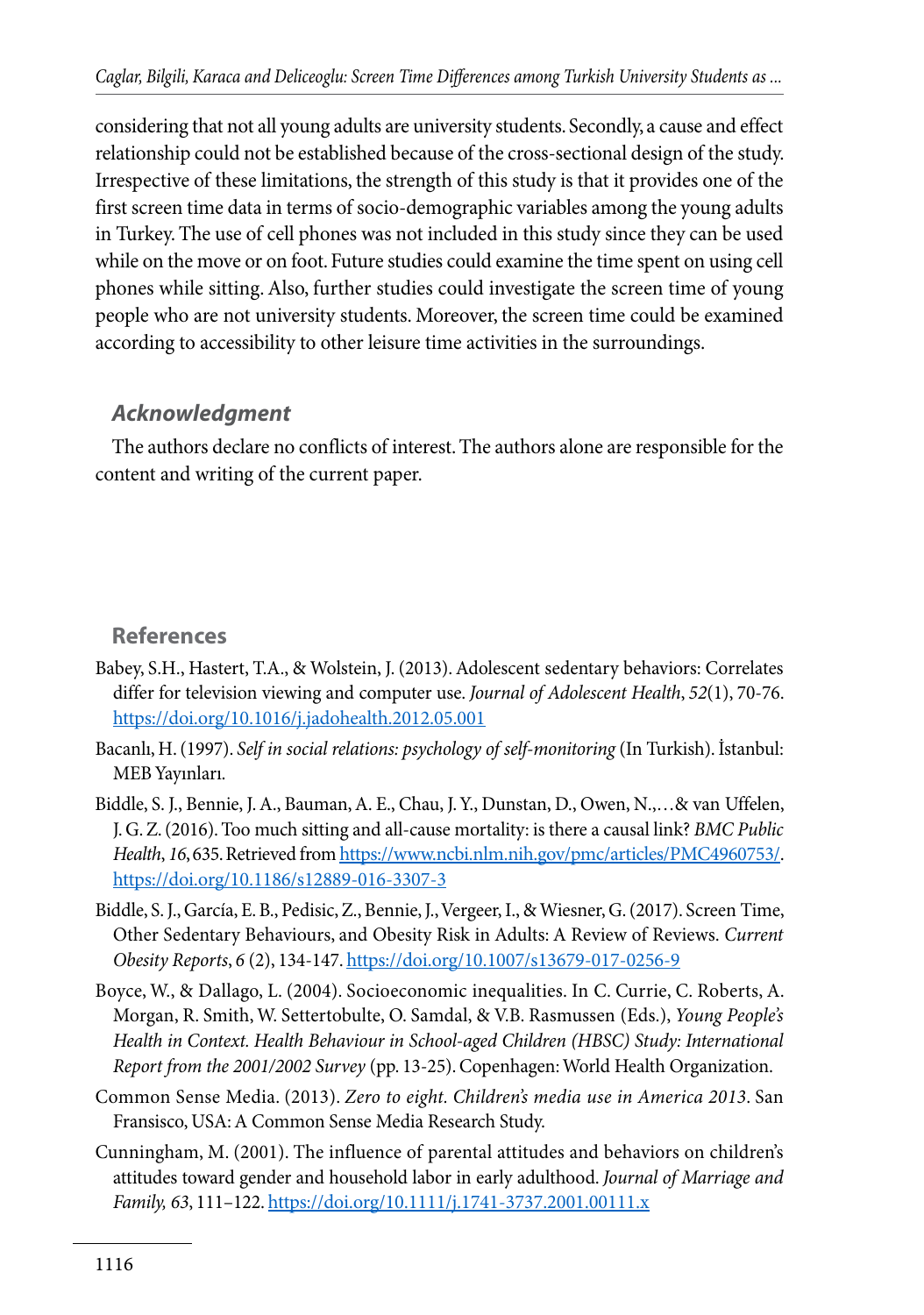considering that not all young adults are university students. Secondly, a cause and effect relationship could not be established because of the cross-sectional design of the study. Irrespective of these limitations, the strength of this study is that it provides one of the first screen time data in terms of socio-demographic variables among the young adults in Turkey. The use of cell phones was not included in this study since they can be used while on the move or on foot. Future studies could examine the time spent on using cell phones while sitting. Also, further studies could investigate the screen time of young people who are not university students. Moreover, the screen time could be examined according to accessibility to other leisure time activities in the surroundings.

## Acknowledgment

The authors declare no conflicts of interest. The authors alone are responsible for the content and writing of the current paper.

## References

Babey, S.H., Hastert, T.A., & Wolstein, J. (2013). Adolescent sedentary behaviors: Correlates differ for television viewing and computer use. *Journal of Adolescent Health*, *52*(1), 70-76. https://doi.org/10.1016/j.jadohealth.2012.05.001

Bacanlı, H. (1997). *Self in social relations: psychology of self-monitoring* (In Turkish). İstanbul: MEB Yayınları.

Biddle, S. J., Bennie, J. A., Bauman, A. E., Chau, J. Y., Dunstan, D., Owen, N.,…& van Uffelen, J. G. Z. (2016). Too much sitting and all-cause mortality: is there a causal link? *BMC Public Health*, *16*, 635. Retrieved from https://www.ncbi.nlm.nih.gov/pmc/articles/PMC4960753/. https://doi.org/10.1186/s12889-016-3307-3

Biddle, S. J., García, E. B., Pedisic, Z., Bennie, J., Vergeer, I., & Wiesner, G. (2017). Screen Time, Other Sedentary Behaviours, and Obesity Risk in Adults: A Review of Reviews. *Current Obesity Reports*, *6* (2), 134-147. https://doi.org/10.1007/s13679-017-0256-9

Boyce, W., & Dallago, L. (2004). Socioeconomic inequalities. In C. Currie, C. Roberts, A. Morgan, R. Smith, W. Settertobulte, O. Samdal, & V.B. Rasmussen (Eds.), *Young People's Health in Context. Health Behaviour in School-aged Children (HBSC) Study: International Report from the 2001/2002 Survey* (pp. 13-25). Copenhagen: World Health Organization.

Common Sense Media. (2013). *Zero to eight. Children's media use in America 2013*. San Fransisco, USA: A Common Sense Media Research Study.

Cunningham, M. (2001). The influence of parental attitudes and behaviors on children's attitudes toward gender and household labor in early adulthood. *Journal of Marriage and Family, 63*, 111–122. https://doi.org/10.1111/j.1741-3737.2001.00111.x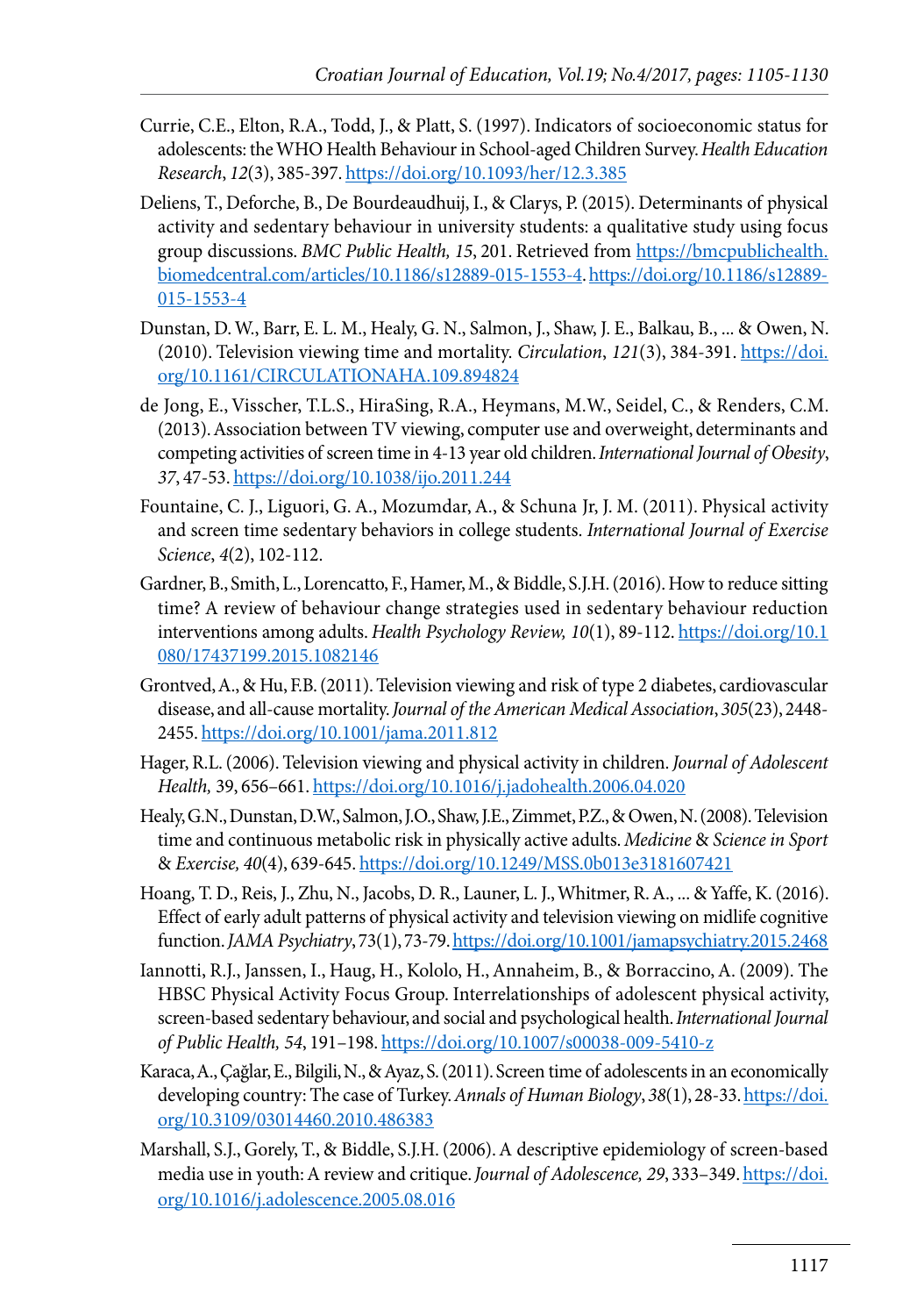Currie, C.E., Elton, R.A., Todd, J., & Platt, S. (1997). Indicators of socioeconomic status for adolescents: the WHO Health Behaviour in School-aged Children Survey. *Health Education Research*, *12*(3), 385-397. https://doi.org/10.1093/her/12.3.385

Deliens, T., Deforche, B., De Bourdeaudhuij, I., & Clarys, P. (2015). Determinants of physical activity and sedentary behaviour in university students: a qualitative study using focus group discussions. *BMC Public Health, 15*, 201. Retrieved from https://bmcpublichealth.biomedcentral.com/articles/10.1186/s12889-015-1553-4. https://doi.org/10.1186/s12889-015-1553-4

Dunstan, D. W., Barr, E. L. M., Healy, G. N., Salmon, J., Shaw, J. E., Balkau, B., ... & Owen, N. (2010). Television viewing time and mortality. *Circulation*, *121*(3), 384-391. https://doi.org/10.1161/CIRCULATIONAHA.109.894824

de Jong, E., Visscher, T.L.S., HiraSing, R.A., Heymans, M.W., Seidel, C., & Renders, C.M. (2013). Association between TV viewing, computer use and overweight, determinants and competing activities of screen time in 4-13 year old children. *International Journal of Obesity*, *37*, 47-53. https://doi.org/10.1038/ijo.2011.244

Fountaine, C. J., Liguori, G. A., Mozumdar, A., & Schuna Jr, J. M. (2011). Physical activity and screen time sedentary behaviors in college students. *International Journal of Exercise Science*, *4*(2), 102-112.

Gardner, B., Smith, L., Lorencatto, F., Hamer, M., & Biddle, S.J.H. (2016). How to reduce sitting time? A review of behaviour change strategies used in sedentary behaviour reduction interventions among adults. *Health Psychology Review, 10*(1), 89-112. https://doi.org/10.1080/17437199.2015.1082146

Grontved, A., & Hu, F.B. (2011). Television viewing and risk of type 2 diabetes, cardiovascular disease, and all-cause mortality. *Journal of the American Medical Association*, *305*(23), 2448-2455. https://doi.org/10.1001/jama.2011.812

Hager, R.L. (2006). Television viewing and physical activity in children. *Journal of Adolescent Health,* 39, 656–661. https://doi.org/10.1016/j.jadohealth.2006.04.020

Healy, G.N., Dunstan, D.W., Salmon, J.O., Shaw, J.E., Zimmet, P.Z., & Owen, N. (2008). Television time and continuous metabolic risk in physically active adults. *Medicine & Science in Sport & Exercise, 40*(4), 639-645. https://doi.org/10.1249/MSS.0b013e3181607421

Hoang, T. D., Reis, J., Zhu, N., Jacobs, D. R., Launer, L. J., Whitmer, R. A., ... & Yaffe, K. (2016). Effect of early adult patterns of physical activity and television viewing on midlife cognitive function. *JAMA Psychiatry*, 73(1), 73-79. https://doi.org/10.1001/jamapsychiatry.2015.2468

Iannotti, R.J., Janssen, I., Haug, H., Kololo, H., Annaheim, B., & Borraccino, A. (2009). The HBSC Physical Activity Focus Group. Interrelationships of adolescent physical activity, screen-based sedentary behaviour, and social and psychological health. *International Journal of Public Health, 54*, 191–198. https://doi.org/10.1007/s00038-009-5410-z

Karaca, A., Çağlar, E., Bilgili, N., & Ayaz, S. (2011). Screen time of adolescents in an economically developing country: The case of Turkey. *Annals of Human Biology*, *38*(1), 28-33. https://doi.org/10.3109/03014460.2010.486383

Marshall, S.J., Gorely, T., & Biddle, S.J.H. (2006). A descriptive epidemiology of screen-based media use in youth: A review and critique. *Journal of Adolescence, 29*, 333–349. https://doi.org/10.1016/j.adolescence.2005.08.016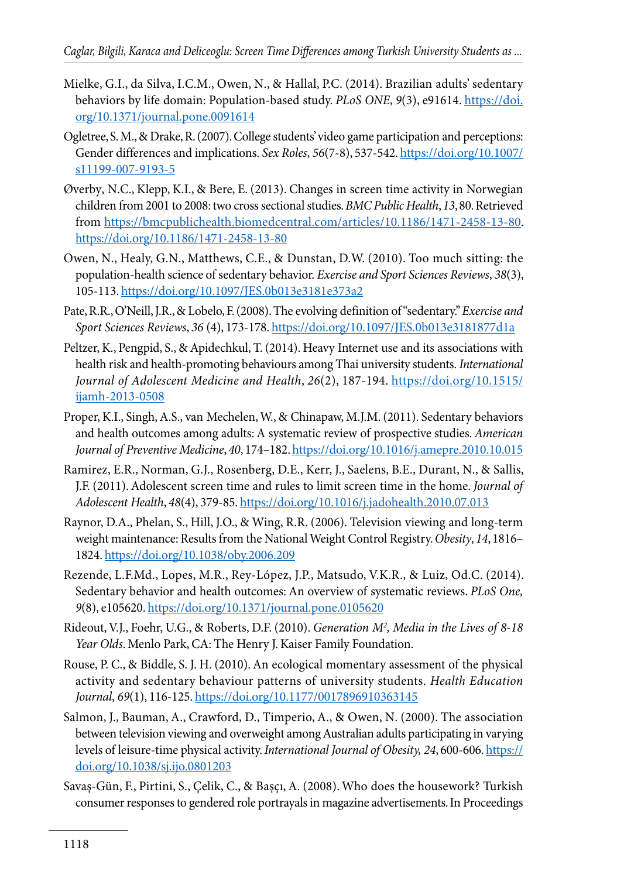Mielke, G.I., da Silva, I.C.M., Owen, N., & Hallal, P.C. (2014). Brazilian adults' sedentary behaviors by life domain: Population-based study. *PLoS ONE*, *9*(3), e91614. https://doi.org/10.1371/journal.pone.0091614

Ogletree, S. M., & Drake, R. (2007). College students' video game participation and perceptions: Gender differences and implications. *Sex Roles*, *56*(7-8), 537-542. https://doi.org/10.1007/s11199-007-9193-5

Øverby, N.C., Klepp, K.I., & Bere, E. (2013). Changes in screen time activity in Norwegian children from 2001 to 2008: two cross sectional studies. *BMC Public Health*, *13*, 80. Retrieved from https://bmcpublichealth.biomedcentral.com/articles/10.1186/1471-2458-13-80. https://doi.org/10.1186/1471-2458-13-80

Owen, N., Healy, G.N., Matthews, C.E., & Dunstan, D.W. (2010). Too much sitting: the population-health science of sedentary behavior. *Exercise and Sport Sciences Reviews*, *38*(3), 105-113. https://doi.org/10.1097/JES.0b013e3181e373a2

Pate, R.R., O'Neill, J.R., & Lobelo, F. (2008). The evolving definition of "sedentary." *Exercise and Sport Sciences Reviews*, *36* (4), 173-178. https://doi.org/10.1097/JES.0b013e3181877d1a

Peltzer, K., Pengpid, S., & Apidechkul, T. (2014). Heavy Internet use and its associations with health risk and health-promoting behaviours among Thai university students. *International Journal of Adolescent Medicine and Health*, *26*(2), 187-194. https://doi.org/10.1515/ijamh-2013-0508

Proper, K.I., Singh, A.S., van Mechelen, W., & Chinapaw, M.J.M. (2011). Sedentary behaviors and health outcomes among adults: A systematic review of prospective studies. *American Journal of Preventive Medicine*, *40*, 174–182. https://doi.org/10.1016/j.amepre.2010.10.015

Ramirez, E.R., Norman, G.J., Rosenberg, D.E., Kerr, J., Saelens, B.E., Durant, N., & Sallis, J.F. (2011). Adolescent screen time and rules to limit screen time in the home. *Journal of Adolescent Health*, *48*(4), 379-85. https://doi.org/10.1016/j.jadohealth.2010.07.013

Raynor, D.A., Phelan, S., Hill, J.O., & Wing, R.R. (2006). Television viewing and long-term weight maintenance: Results from the National Weight Control Registry. *Obesity*, *14*, 1816–1824. https://doi.org/10.1038/oby.2006.209

Rezende, L.F.Md., Lopes, M.R., Rey-López, J.P., Matsudo, V.K.R., & Luiz, Od.C. (2014). Sedentary behavior and health outcomes: An overview of systematic reviews. *PLoS One*, *9*(8), e105620. https://doi.org/10.1371/journal.pone.0105620

Rideout, V.J., Foehr, U.G., & Roberts, D.F. (2010). *Generation M², Media in the Lives of 8-18 Year Olds*. Menlo Park, CA: The Henry J. Kaiser Family Foundation.

Rouse, P. C., & Biddle, S. J. H. (2010). An ecological momentary assessment of the physical activity and sedentary behaviour patterns of university students. *Health Education Journal*, *69*(1), 116-125. https://doi.org/10.1177/0017896910363145

Salmon, J., Bauman, A., Crawford, D., Timperio, A., & Owen, N. (2000). The association between television viewing and overweight among Australian adults participating in varying levels of leisure-time physical activity. *International Journal of Obesity*, *24*, 600-606. https://doi.org/10.1038/sj.ijo.0801203

Savaş-Gün, F., Pirtini, S., Çelik, C., & Başçı, A. (2008). Who does the housework? Turkish consumer responses to gendered role portrayals in magazine advertisements. In Proceedings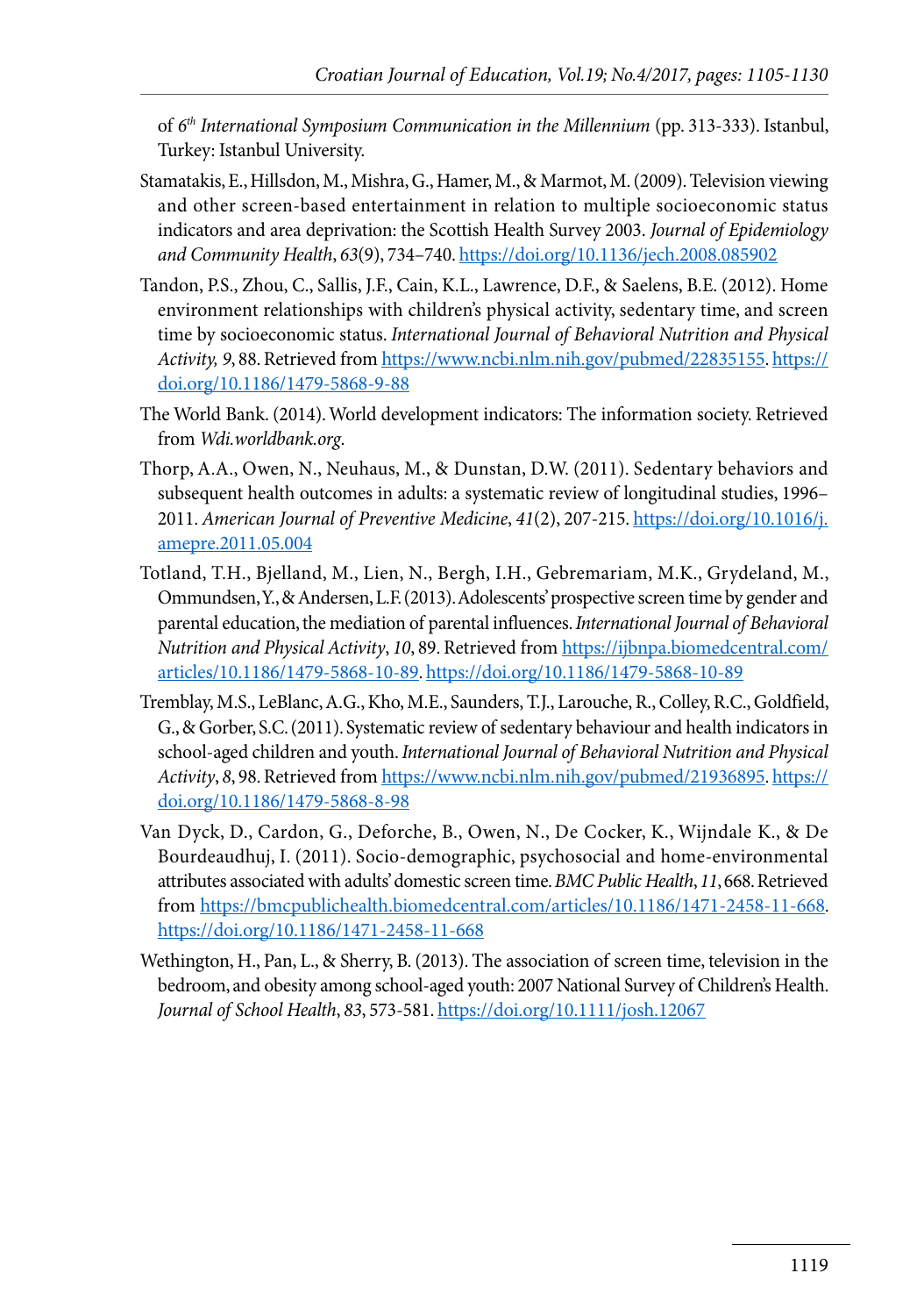of 6th *International Symposium Communication in the Millennium* (pp. 313-333). Istanbul, Turkey: Istanbul University.

Stamatakis, E., Hillsdon, M., Mishra, G., Hamer, M., & Marmot, M. (2009). Television viewing and other screen-based entertainment in relation to multiple socioeconomic status indicators and area deprivation: the Scottish Health Survey 2003. *Journal of Epidemiology and Community Health*, *63*(9), 734–740. https://doi.org/10.1136/jech.2008.085902

Tandon, P.S., Zhou, C., Sallis, J.F., Cain, K.L., Lawrence, D.F., & Saelens, B.E. (2012). Home environment relationships with children's physical activity, sedentary time, and screen time by socioeconomic status. *International Journal of Behavioral Nutrition and Physical Activity, 9*, 88. Retrieved from https://www.ncbi.nlm.nih.gov/pubmed/22835155. https://doi.org/10.1186/1479-5868-9-88

The World Bank. (2014). World development indicators: The information society. Retrieved from *Wdi.worldbank.org*.

Thorp, A.A., Owen, N., Neuhaus, M., & Dunstan, D.W. (2011). Sedentary behaviors and subsequent health outcomes in adults: a systematic review of longitudinal studies, 1996–2011. *American Journal of Preventive Medicine*, *41*(2), 207-215. https://doi.org/10.1016/j.amepre.2011.05.004

Totland, T.H., Bjelland, M., Lien, N., Bergh, I.H., Gebremariam, M.K., Grydeland, M., Ommundsen, Y., & Andersen, L.F. (2013). Adolescents' prospective screen time by gender and parental education, the mediation of parental influences. *International Journal of Behavioral Nutrition and Physical Activity*, *10*, 89. Retrieved from https://ijbnpa.biomedcentral.com/articles/10.1186/1479-5868-10-89. https://doi.org/10.1186/1479-5868-10-89

Tremblay, M.S., LeBlanc, A.G., Kho, M.E., Saunders, T.J., Larouche, R., Colley, R.C., Goldfield, G., & Gorber, S.C. (2011). Systematic review of sedentary behaviour and health indicators in school-aged children and youth. *International Journal of Behavioral Nutrition and Physical Activity*, *8*, 98. Retrieved from https://www.ncbi.nlm.nih.gov/pubmed/21936895. https://doi.org/10.1186/1479-5868-8-98

Van Dyck, D., Cardon, G., Deforche, B., Owen, N., De Cocker, K., Wijndale K., & De Bourdeaudhuj, I. (2011). Socio-demographic, psychosocial and home-environmental attributes associated with adults' domestic screen time. *BMC Public Health*, *11*, 668. Retrieved from https://bmcpublichealth.biomedcentral.com/articles/10.1186/1471-2458-11-668. https://doi.org/10.1186/1471-2458-11-668

Wethington, H., Pan, L., & Sherry, B. (2013). The association of screen time, television in the bedroom, and obesity among school-aged youth: 2007 National Survey of Children's Health. *Journal of School Health*, *83*, 573-581. https://doi.org/10.1111/josh.12067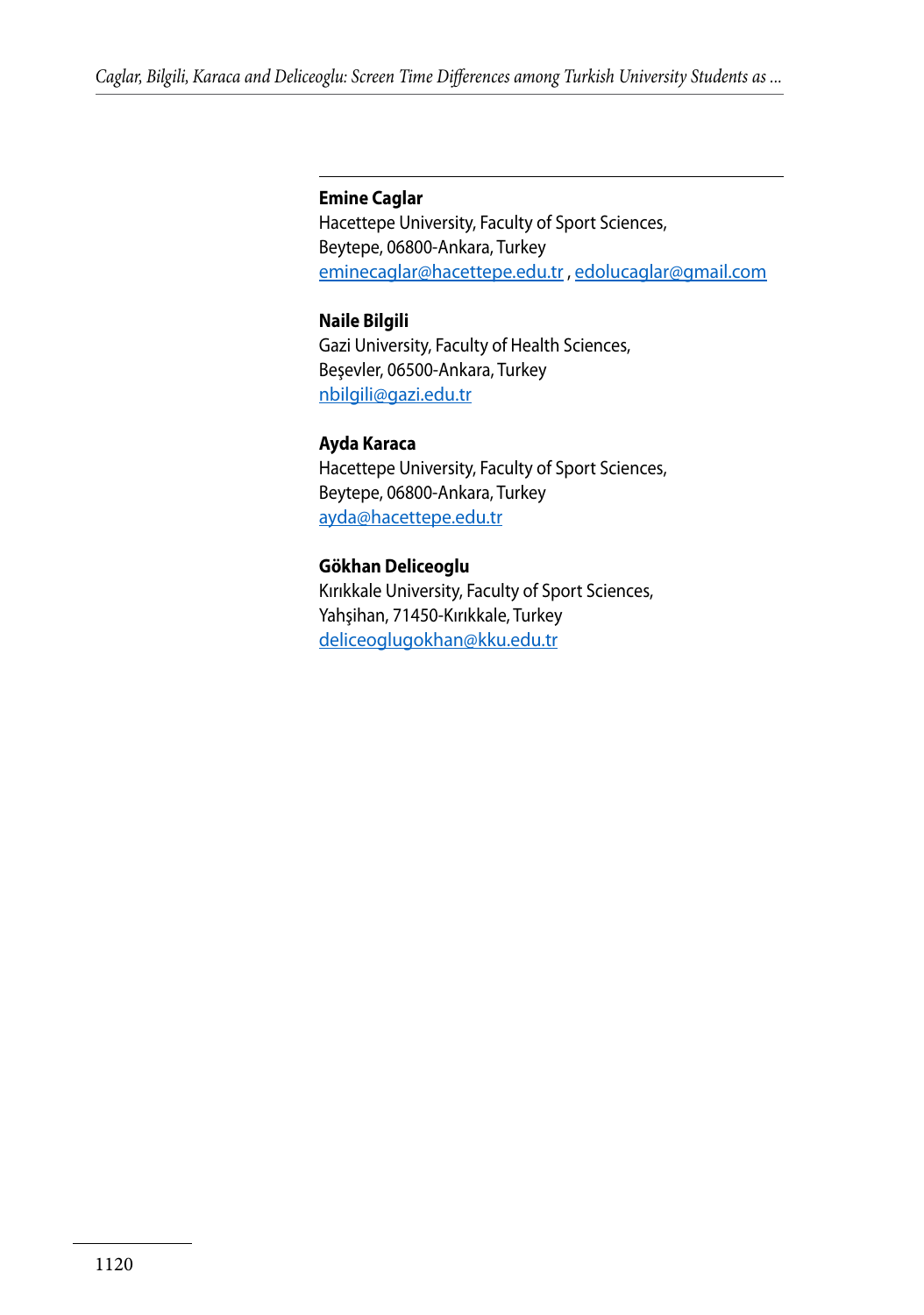**Emine Caglar**
Hacettepe University, Faculty of Sport Sciences,
Beytepe, 06800-Ankara, Turkey
eminecaglar@hacettepe.edu.tr , edolucaglar@gmail.com

**Naile Bilgili**
Gazi University, Faculty of Health Sciences,
Beşevler, 06500-Ankara, Turkey
nbilgili@gazi.edu.tr

**Ayda Karaca**
Hacettepe University, Faculty of Sport Sciences,
Beytepe, 06800-Ankara, Turkey
ayda@hacettepe.edu.tr

**Gökhan Deliceoglu**
Kırıkkale University, Faculty of Sport Sciences,
Yahşihan, 71450-Kırıkkale, Turkey
deliceoglugokhan@kku.edu.tr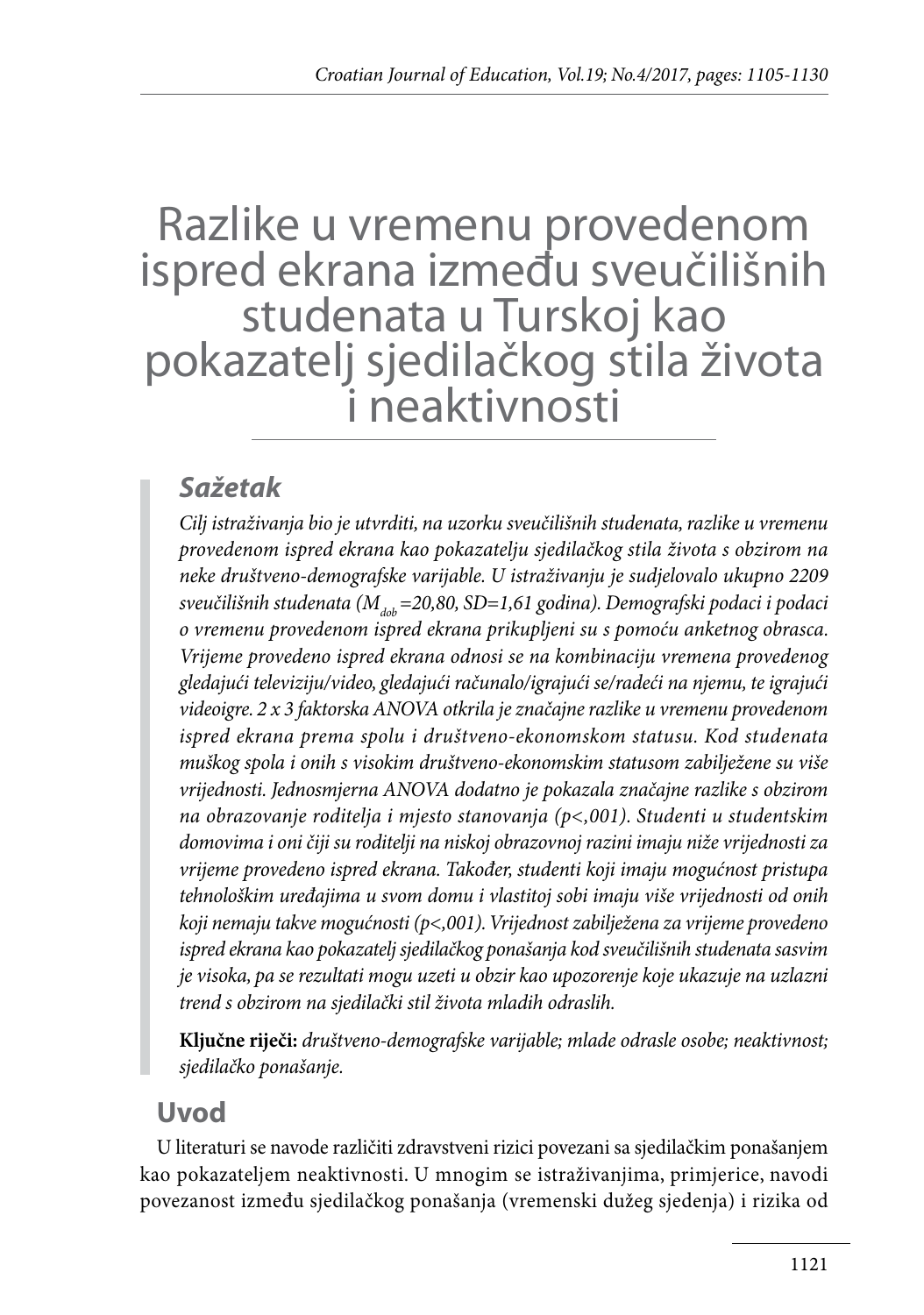# Razlike u vremenu provedenom ispred ekrana između sveučilišnih studenata u Turskoj kao pokazatelj sjedilačkog stila života i neaktivnosti

## Sažetak

*Cilj istraživanja bio je utvrditi, na uzorku sveučilišnih studenata, razlike u vremenu provedenom ispred ekrana kao pokazatelju sjedilačkog stila života s obzirom na neke društveno-demografske varijable. U istraživanju je sudjelovalo ukupno 2209 sveučilišnih studenata ($M_{dob}$=20,80, SD=1,61 godina). Demografski podaci i podaci o vremenu provedenom ispred ekrana prikupljeni su s pomoću anketnog obrasca. Vrijeme provedeno ispred ekrana odnosi se na kombinaciju vremena provedenog gledajući televiziju/video, gledajući računalo/igrajući se/radeći na njemu, te igrajući videoigre. 2 x 3 faktorska ANOVA otkrila je značajne razlike u vremenu provedenom ispred ekrana prema spolu i društveno-ekonomskom statusu. Kod studenata muškog spola i onih s visokim društveno-ekonomskim statusom zabilježene su više vrijednosti. Jednosmjerna ANOVA dodatno je pokazala značajne razlike s obzirom na obrazovanje roditelja i mjesto stanovanja (p<,001). Studenti u studentskim domovima i oni čiji su roditelji na niskoj obrazovnoj razini imaju niže vrijednosti za vrijeme provedeno ispred ekrana. Također, studenti koji imaju mogućnost pristupa tehnološkim uređajima u svom domu i vlastitoj sobi imaju više vrijednosti od onih koji nemaju takve mogućnosti (p<,001). Vrijednost zabilježena za vrijeme provedeno ispred ekrana kao pokazatelj sjedilačkog ponašanja kod sveučilišnih studenata sasvim je visoka, pa se rezultati mogu uzeti u obzir kao upozorenje koje ukazuje na uzlazni trend s obzirom na sjedilački stil života mladih odraslih.*

**Ključne riječi:** *društveno-demografske varijable; mlade odrasle osobe; neaktivnost; sjedilačko ponašanje.*

## Uvod

U literaturi se navode različiti zdravstveni rizici povezani sa sjedilačkim ponašanjem kao pokazateljem neaktivnosti. U mnogim se istraživanjima, primjerice, navodi povezanost između sjedilačkog ponašanja (vremenski dužeg sjedenja) i rizika od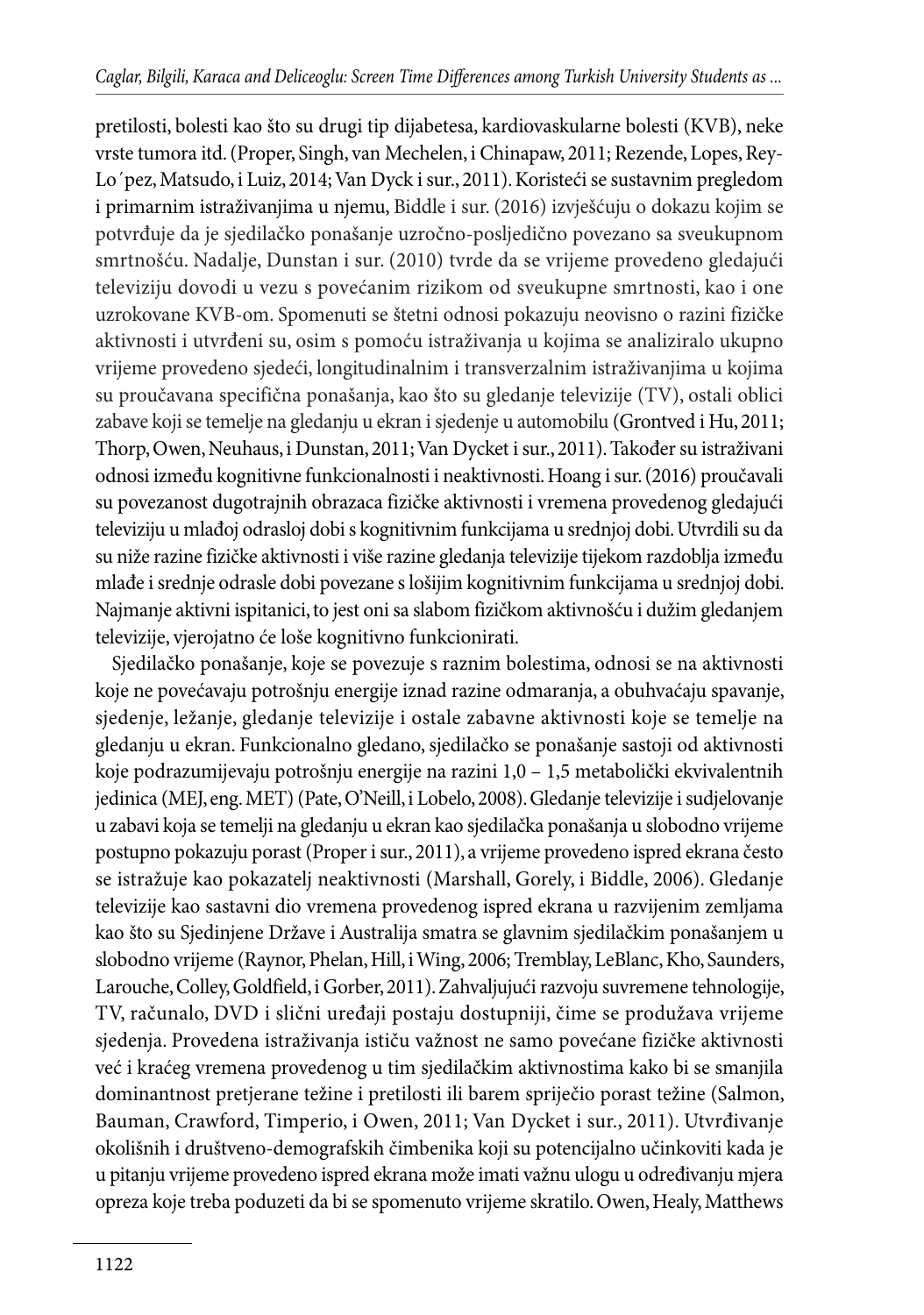pretilosti, bolesti kao što su drugi tip dijabetesa, kardiovaskularne bolesti (KVB), neke vrste tumora itd. (Proper, Singh, van Mechelen, i Chinapaw, 2011; Rezende, Lopes, Rey-Lo´pez, Matsudo, i Luiz, 2014; Van Dyck i sur., 2011). Koristeći se sustavnim pregledom i primarnim istraživanjima u njemu, Biddle i sur. (2016) izvješćuju o dokazu kojim se potvrđuje da je sjedilačko ponašanje uzročno-posljedično povezano sa sveukupnom smrtnošću. Nadalje, Dunstan i sur. (2010) tvrde da se vrijeme provedeno gledajući televiziju dovodi u vezu s povećanim rizikom od sveukupne smrtnosti, kao i one uzrokovane KVB-om. Spomenuti se štetni odnosi pokazuju neovisno o razini fizičke aktivnosti i utvrđeni su, osim s pomoću istraživanja u kojima se analiziralo ukupno vrijeme provedeno sjedeći, longitudinalnim i transverzalnim istraživanjima u kojima su proučavana specifična ponašanja, kao što su gledanje televizije (TV), ostali oblici zabave koji se temelje na gledanju u ekran i sjedenje u automobilu (Grontved i Hu, 2011; Thorp, Owen, Neuhaus, i Dunstan, 2011; Van Dycket i sur., 2011). Također su istraživani odnosi između kognitivne funkcionalnosti i neaktivnosti. Hoang i sur. (2016) proučavali su povezanost dugotrajnih obrazaca fizičke aktivnosti i vremena provedenog gledajući televiziju u mlađoj odrasloj dobi s kognitivnim funkcijama u srednjoj dobi. Utvrdili su da su niže razine fizičke aktivnosti i više razine gledanja televizije tijekom razdoblja između mlađe i srednje odrasle dobi povezane s lošijim kognitivnim funkcijama u srednjoj dobi. Najmanje aktivni ispitanici, to jest oni sa slabom fizičkom aktivnošću i dužim gledanjem televizije, vjerojatno će loše kognitivno funkcionirati.

Sjedilačko ponašanje, koje se povezuje s raznim bolestima, odnosi se na aktivnosti koje ne povećavaju potrošnju energije iznad razine odmaranja, a obuhvaćaju spavanje, sjedenje, ležanje, gledanje televizije i ostale zabavne aktivnosti koje se temelje na gledanju u ekran. Funkcionalno gledano, sjedilačko se ponašanje sastoji od aktivnosti koje podrazumijevaju potrošnju energije na razini 1,0 – 1,5 metabolički ekvivalentnih jedinica (MEJ, eng. MET) (Pate, O'Neill, i Lobelo, 2008). Gledanje televizije i sudjelovanje u zabavi koja se temelji na gledanju u ekran kao sjedilačka ponašanja u slobodno vrijeme postupno pokazuju porast (Proper i sur., 2011), a vrijeme provedeno ispred ekrana često se istražuje kao pokazatelj neaktivnosti (Marshall, Gorely, i Biddle, 2006). Gledanje televizije kao sastavni dio vremena provedenog ispred ekrana u razvijenim zemljama kao što su Sjedinjene Države i Australija smatra se glavnim sjedilačkim ponašanjem u slobodno vrijeme (Raynor, Phelan, Hill, i Wing, 2006; Tremblay, LeBlanc, Kho, Saunders, Larouche, Colley, Goldfield, i Gorber, 2011). Zahvaljujući razvoju suvremene tehnologije, TV, računalo, DVD i slični uređaji postaju dostupniji, čime se produžava vrijeme sjedenja. Provedena istraživanja ističu važnost ne samo povećane fizičke aktivnosti već i kraćeg vremena provedenog u tim sjedilačkim aktivnostima kako bi se smanjila dominantnost pretjerane težine i pretilosti ili barem spriječio porast težine (Salmon, Bauman, Crawford, Timperio, i Owen, 2011; Van Dycket i sur., 2011). Utvrđivanje okolišnih i društveno-demografskih čimbenika koji su potencijalno učinkoviti kada je u pitanju vrijeme provedeno ispred ekrana može imati važnu ulogu u određivanju mjera opreza koje treba poduzeti da bi se spomenuto vrijeme skratilo. Owen, Healy, Matthews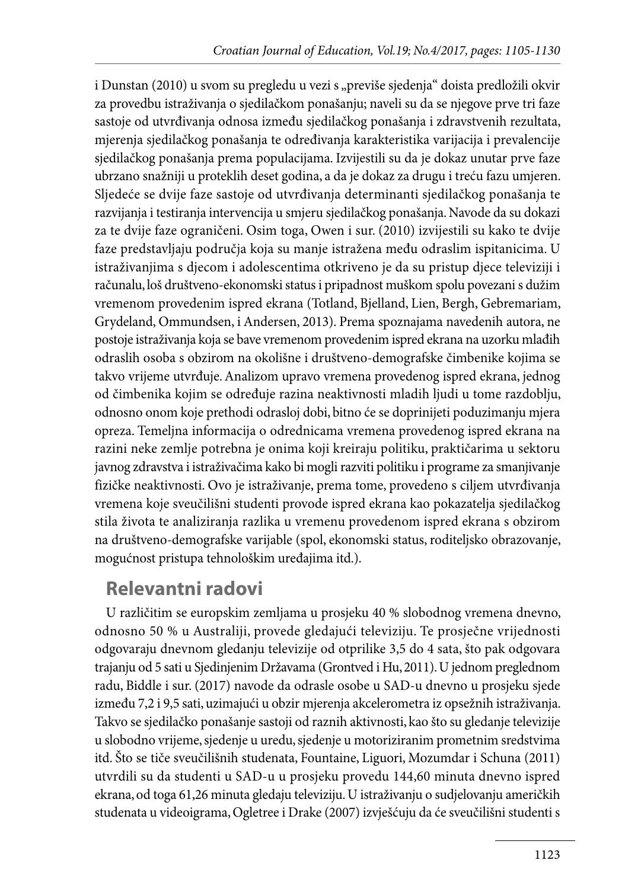i Dunstan (2010) u svom su pregledu u vezi s „previše sjedenja" doista predložili okvir za provedbu istraživanja o sjedilačkom ponašanju; naveli su da se njegove prve tri faze sastoje od utvrđivanja odnosa između sjedilačkog ponašanja i zdravstvenih rezultata, mjerenja sjedilačkog ponašanja te određivanja karakteristika varijacija i prevalencije sjedilačkog ponašanja prema populacijama. Izvijestili su da je dokaz unutar prve faze ubrzano snažniji u proteklih deset godina, a da je dokaz za drugu i treću fazu umjeren. Sljedeće se dvije faze sastoje od utvrđivanja determinanti sjedilačkog ponašanja te razvijanja i testiranja intervencija u smjeru sjedilačkog ponašanja. Navode da su dokazi za te dvije faze ograničeni. Osim toga, Owen i sur. (2010) izvijestili su kako te dvije faze predstavljaju područja koja su manje istražena među odraslim ispitanicima. U istraživanjima s djecom i adolescentima otkriveno je da su pristup djece televiziji i računalu, loš društveno-ekonomski status i pripadnost muškom spolu povezani s dužim vremenom provedenim ispred ekrana (Totland, Bjelland, Lien, Bergh, Gebremariam, Grydeland, Ommundsen, i Andersen, 2013). Prema spoznajama navedenih autora, ne postoje istraživanja koja se bave vremenom provedenim ispred ekrana na uzorku mlađih odraslih osoba s obzirom na okolišne i društveno-demografske čimbenike kojima se takvo vrijeme utvrđuje. Analizom upravo vremena provedenog ispred ekrana, jednog od čimbenika kojim se određuje razina neaktivnosti mladih ljudi u tome razdoblju, odnosno onom koje prethodi odrasloj dobi, bitno će se doprinijeti poduzimanju mjera opreza. Temeljna informacija o odrednicama vremena provedenog ispred ekrana na razini neke zemlje potrebna je onima koji kreiraju politiku, praktičarima u sektoru javnog zdravstva i istraživačima kako bi mogli razviti politiku i programe za smanjivanje fizičke neaktivnosti. Ovo je istraživanje, prema tome, provedeno s ciljem utvrđivanja vremena koje sveučilišni studenti provode ispred ekrana kao pokazatelja sjedilačkog stila života te analiziranja razlika u vremenu provedenom ispred ekrana s obzirom na društveno-demografske varijable (spol, ekonomski status, roditeljsko obrazovanje, mogućnost pristupa tehnološkim uređajima itd.).

## Relevantni radovi

U različitim se europskim zemljama u prosjeku 40 % slobodnog vremena dnevno, odnosno 50 % u Australiji, provede gledajući televiziju. Te prosječne vrijednosti odgovaraju dnevnom gledanju televizije od otprilike 3,5 do 4 sata, što pak odgovara trajanju od 5 sati u Sjedinjenim Državama (Grontved i Hu, 2011). U jednom preglednom radu, Biddle i sur. (2017) navode da odrasle osobe u SAD-u dnevno u prosjeku sjede između 7,2 i 9,5 sati, uzimajući u obzir mjerenja akcelerometra iz opsežnih istraživanja. Takvo se sjedilačko ponašanje sastoji od raznih aktivnosti, kao što su gledanje televizije u slobodno vrijeme, sjedenje u uredu, sjedenje u motoriziranim prometnim sredstvima itd. Što se tiče sveučilišnih studenata, Fountaine, Liguori, Mozumdar i Schuna (2011) utvrdili su da studenti u SAD-u u prosjeku provedu 144,60 minuta dnevno ispred ekrana, od toga 61,26 minuta gledaju televiziju. U istraživanju o sudjelovanju američkih studenata u videoigrama, Ogletree i Drake (2007) izvješćuju da će sveučilišni studenti s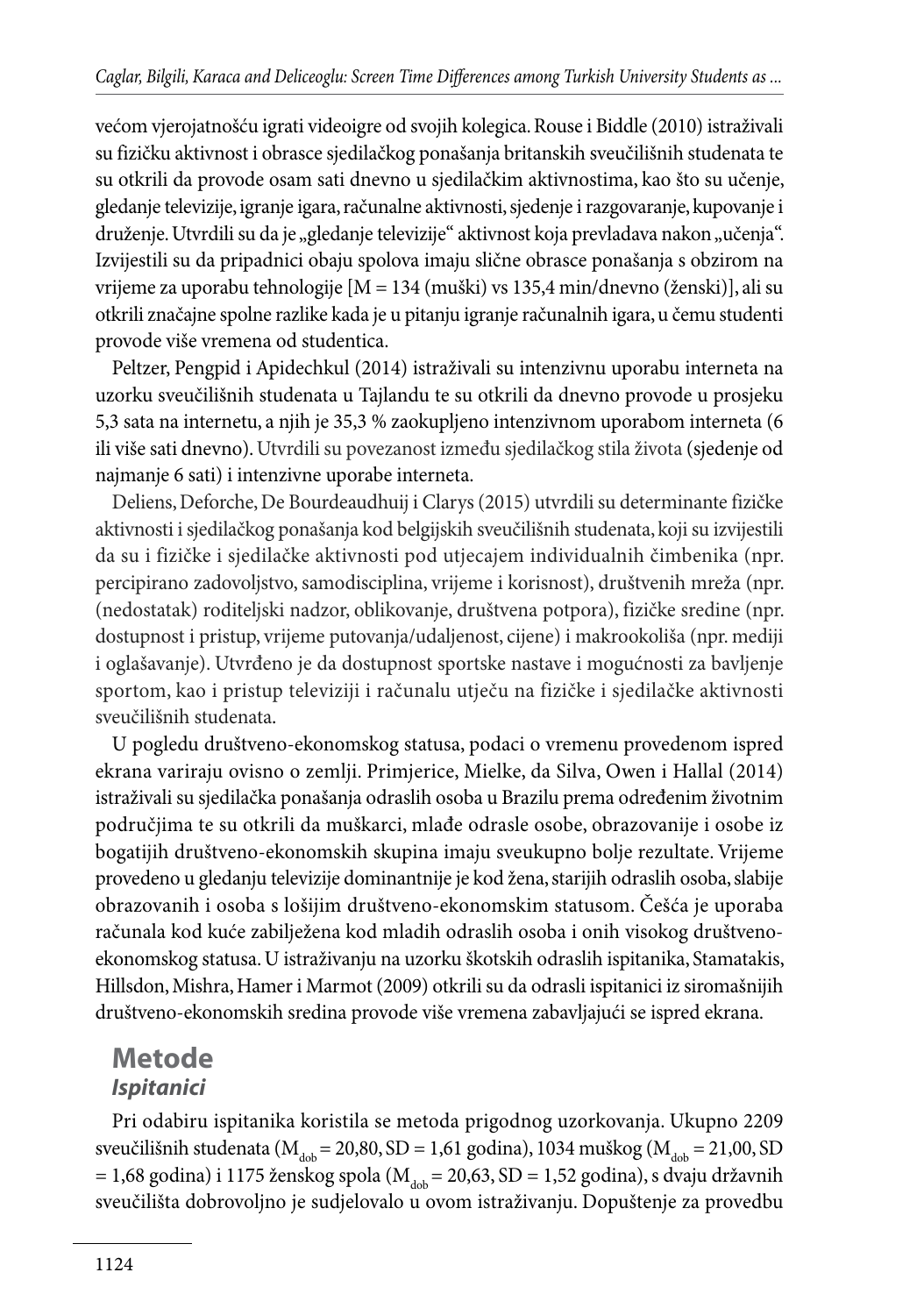većom vjerojatnošću igrati videoigre od svojih kolegica. Rouse i Biddle (2010) istraživali su fizičku aktivnost i obrasce sjedilačkog ponašanja britanskih sveučilišnih studenata te su otkrili da provode osam sati dnevno u sjedilačkim aktivnostima, kao što su učenje, gledanje televizije, igranje igara, računalne aktivnosti, sjedenje i razgovaranje, kupovanje i druženje. Utvrdili su da je „gledanje televizije" aktivnost koja prevladava nakon „učenja". Izvijestili su da pripadnici obaju spolova imaju slične obrasce ponašanja s obzirom na vrijeme za uporabu tehnologije [M = 134 (muški) vs 135,4 min/dnevno (ženski)], ali su otkrili značajne spolne razlike kada je u pitanju igranje računalnih igara, u čemu studenti provode više vremena od studentica.

Peltzer, Pengpid i Apidechkul (2014) istraživali su intenzivnu uporabu interneta na uzorku sveučilišnih studenata u Tajlandu te su otkrili da dnevno provode u prosjeku 5,3 sata na internetu, a njih je 35,3 % zaokupljeno intenzivnom uporabom interneta (6 ili više sati dnevno). Utvrdili su povezanost između sjedilačkog stila života (sjedenje od najmanje 6 sati) i intenzivne uporabe interneta.

Deliens, Deforche, De Bourdeaudhuij i Clarys (2015) utvrdili su determinante fizičke aktivnosti i sjedilačkog ponašanja kod belgijskih sveučilišnih studenata, koji su izvijestili da su i fizičke i sjedilačke aktivnosti pod utjecajem individualnih čimbenika (npr. percipirano zadovoljstvo, samodisciplina, vrijeme i korisnost), društvenih mreža (npr. (nedostatak) roditeljski nadzor, oblikovanje, društvena potpora), fizičke sredine (npr. dostupnost i pristup, vrijeme putovanja/udaljenost, cijene) i makrookoliša (npr. mediji i oglašavanje). Utvrđeno je da dostupnost sportske nastave i mogućnosti za bavljenje sportom, kao i pristup televiziji i računalu utječu na fizičke i sjedilačke aktivnosti sveučilišnih studenata.

U pogledu društveno-ekonomskog statusa, podaci o vremenu provedenom ispred ekrana variraju ovisno o zemlji. Primjerice, Mielke, da Silva, Owen i Hallal (2014) istraživali su sjedilačka ponašanja odraslih osoba u Brazilu prema određenim životnim područjima te su otkrili da muškarci, mlađe odrasle osobe, obrazovanije i osobe iz bogatijih društveno-ekonomskih skupina imaju sveukupno bolje rezultate. Vrijeme provedeno u gledanju televizije dominantnije je kod žena, starijih odraslih osoba, slabije obrazovanih i osoba s lošijim društveno-ekonomskim statusom. Češća je uporaba računala kod kuće zabilježena kod mladih odraslih osoba i onih visokog društveno-ekonomskog statusa. U istraživanju na uzorku škotskih odraslih ispitanika, Stamatakis, Hillsdon, Mishra, Hamer i Marmot (2009) otkrili su da odrasli ispitanici iz siromašnijih društveno-ekonomskih sredina provode više vremena zabavljajući se ispred ekrana.

## Metode

### *Ispitanici*

Pri odabiru ispitanika koristila se metoda prigodnog uzorkovanja. Ukupno 2209 sveučilišnih studenata ($M_{dob}$ = 20,80, SD = 1,61 godina), 1034 muškog ($M_{dob}$ = 21,00, SD = 1,68 godina) i 1175 ženskog spola ($M_{dob}$ = 20,63, SD = 1,52 godina), s dvaju državnih sveučilišta dobrovoljno je sudjelovalo u ovom istraživanju. Dopuštenje za provedbu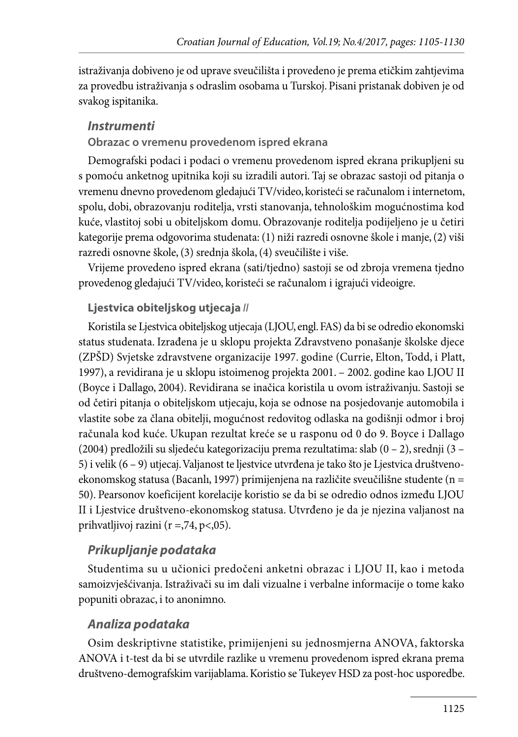istraživanja dobiveno je od uprave sveučilišta i provedeno je prema etičkim zahtjevima za provedbu istraživanja s odraslim osobama u Turskoj. Pisani pristanak dobiven je od svakog ispitanika.

## *Instrumenti*

### Obrazac o vremenu provedenom ispred ekrana

Demografski podaci i podaci o vremenu provedenom ispred ekrana prikupljeni su s pomoću anketnog upitnika koji su izradili autori. Taj se obrazac sastoji od pitanja o vremenu dnevno provedenom gledajući TV/video, koristeći se računalom i internetom, spolu, dobi, obrazovanju roditelja, vrsti stanovanja, tehnološkim mogućnostima kod kuće, vlastitoj sobi u obiteljskom domu. Obrazovanje roditelja podijeljeno je u četiri kategorije prema odgovorima studenata: (1) niži razredi osnovne škole i manje, (2) viši razredi osnovne škole, (3) srednja škola, (4) sveučilište i više.

Vrijeme provedeno ispred ekrana (sati/tjedno) sastoji se od zbroja vremena tjedno provedenog gledajući TV/video, koristeći se računalom i igrajući videoigre.

### Ljestvica obiteljskog utjecaja II

Koristila se Ljestvica obiteljskog utjecaja (LJOU, engl. FAS) da bi se odredio ekonomski status studenata. Izrađena je u sklopu projekta Zdravstveno ponašanje školske djece (ZPŠD) Svjetske zdravstvene organizacije 1997. godine (Currie, Elton, Todd, i Platt, 1997), a revidirana je u sklopu istoimenog projekta 2001. – 2002. godine kao LJOU II (Boyce i Dallago, 2004). Revidirana se inačica koristila u ovom istraživanju. Sastoji se od četiri pitanja o obiteljskom utjecaju, koja se odnose na posjedovanje automobila i vlastite sobe za člana obitelji, mogućnost redovitog odlaska na godišnji odmor i broj računala kod kuće. Ukupan rezultat kreće se u rasponu od 0 do 9. Boyce i Dallago (2004) predložili su sljedeću kategorizaciju prema rezultatima: slab (0 – 2), srednji (3 – 5) i velik (6 – 9) utjecaj. Valjanost te ljestvice utvrđena je tako što je Ljestvica društveno-ekonomskog statusa (Bacanlı, 1997) primijenjena na različite sveučilišne studente ($n = 50$). Pearsonov koeficijent korelacije koristio se da bi se odredio odnos između LJOU II i Ljestvice društveno-ekonomskog statusa. Utvrđeno je da je njezina valjanost na prihvatljivoj razini ($r =,74$, $p<,05$).

## *Prikupljanje podataka*

Studentima su u učionici predočeni anketni obrazac i LJOU II, kao i metoda samoizvješćivanja. Istraživači su im dali vizualne i verbalne informacije o tome kako popuniti obrazac, i to anonimno.

## *Analiza podataka*

Osim deskriptivne statistike, primijenjeni su jednosmjerna ANOVA, faktorska ANOVA i t-test da bi se utvrdile razlike u vremenu provedenom ispred ekrana prema društveno-demografskim varijablama. Koristio se Tukeyev HSD za post-hoc usporedbe.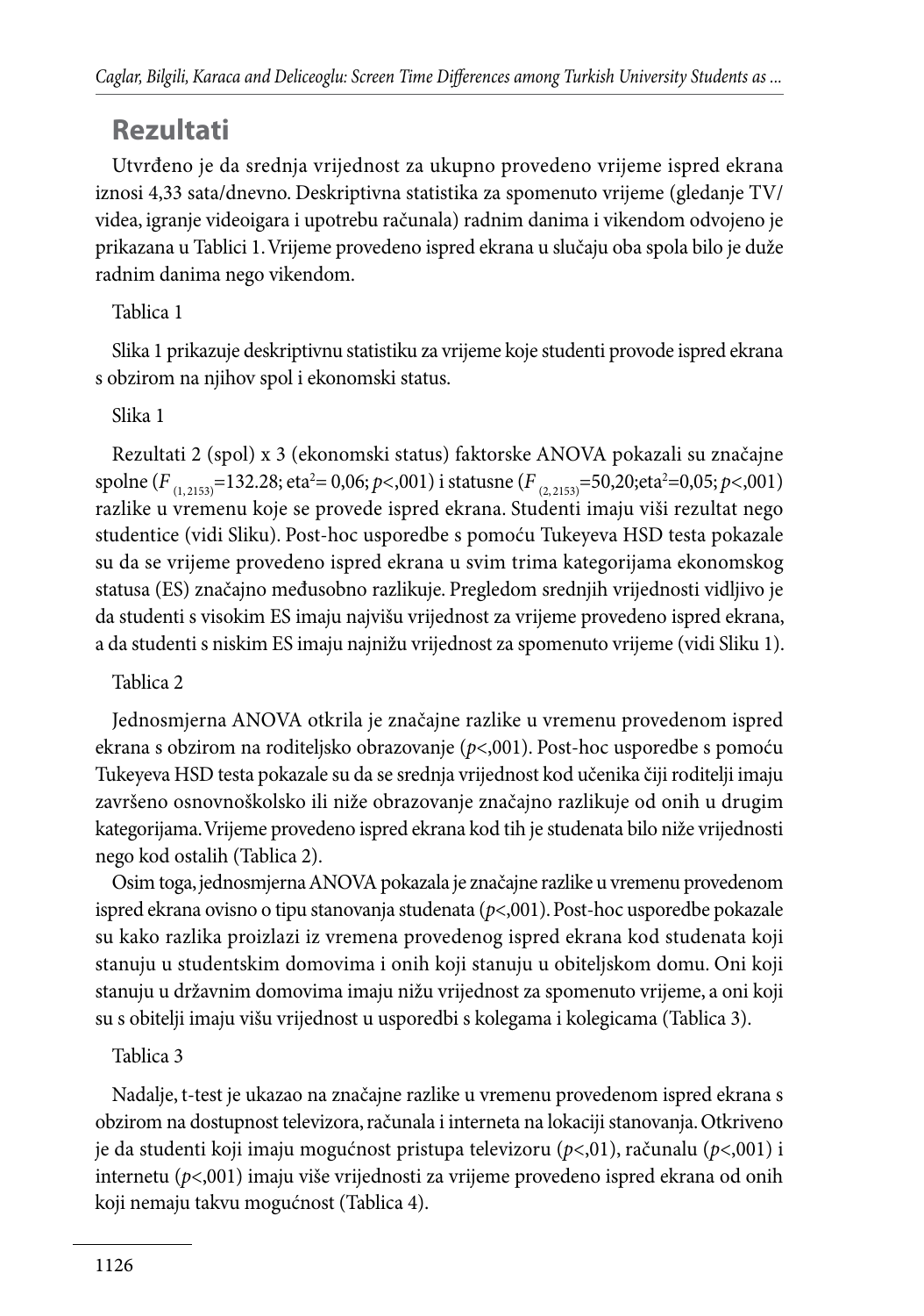## Rezultati

Utvrđeno je da srednja vrijednost za ukupno provedeno vrijeme ispred ekrana iznosi 4,33 sata/dnevno. Deskriptivna statistika za spomenuto vrijeme (gledanje TV/videa, igranje videoigara i upotrebu računala) radnim danima i vikendom odvojeno je prikazana u Tablici 1. Vrijeme provedeno ispred ekrana u slučaju oba spola bilo je duže radnim danima nego vikendom.

Tablica 1

Slika 1 prikazuje deskriptivnu statistiku za vrijeme koje studenti provode ispred ekrana s obzirom na njihov spol i ekonomski status.

Slika 1

Rezultati 2 (spol) x 3 (ekonomski status) faktorske ANOVA pokazali su značajne spolne ($F_{(1, 2153)}$=132.28; eta$^2$= 0,06; $p$<,001) i statusne ($F_{(2, 2153)}$=50,20;eta$^2$=0,05; $p$<,001) razlike u vremenu koje se provede ispred ekrana. Studenti imaju viši rezultat nego studentice (vidi Sliku). Post-hoc usporedbe s pomoću Tukeyeva HSD testa pokazale su da se vrijeme provedeno ispred ekrana u svim trima kategorijama ekonomskog statusa (ES) značajno međusobno razlikuje. Pregledom srednjih vrijednosti vidljivo je da studenti s visokim ES imaju najvišu vrijednost za vrijeme provedeno ispred ekrana, a da studenti s niskim ES imaju najnižu vrijednost za spomenuto vrijeme (vidi Sliku 1).

Tablica 2

Jednosmjerna ANOVA otkrila je značajne razlike u vremenu provedenom ispred ekrana s obzirom na roditeljsko obrazovanje ($p$<,001). Post-hoc usporedbe s pomoću Tukeyeva HSD testa pokazale su da se srednja vrijednost kod učenika čiji roditelji imaju završeno osnovnoškolsko ili niže obrazovanje značajno razlikuje od onih u drugim kategorijama. Vrijeme provedeno ispred ekrana kod tih je studenata bilo niže vrijednosti nego kod ostalih (Tablica 2).

Osim toga, jednosmjerna ANOVA pokazala je značajne razlike u vremenu provedenom ispred ekrana ovisno o tipu stanovanja studenata ($p$<,001). Post-hoc usporedbe pokazale su kako razlika proizlazi iz vremena provedenog ispred ekrana kod studenata koji stanuju u studentskim domovima i onih koji stanuju u obiteljskom domu. Oni koji stanuju u državnim domovima imaju nižu vrijednost za spomenuto vrijeme, a oni koji su s obitelji imaju višu vrijednost u usporedbi s kolegama i kolegicama (Tablica 3).

Tablica 3

Nadalje, t-test je ukazao na značajne razlike u vremenu provedenom ispred ekrana s obzirom na dostupnost televizora, računala i interneta na lokaciji stanovanja. Otkriveno je da studenti koji imaju mogućnost pristupa televizoru ($p$<,01), računalu ($p$<,001) i internetu ($p$<,001) imaju više vrijednosti za vrijeme provedeno ispred ekrana od onih koji nemaju takvu mogućnost (Tablica 4).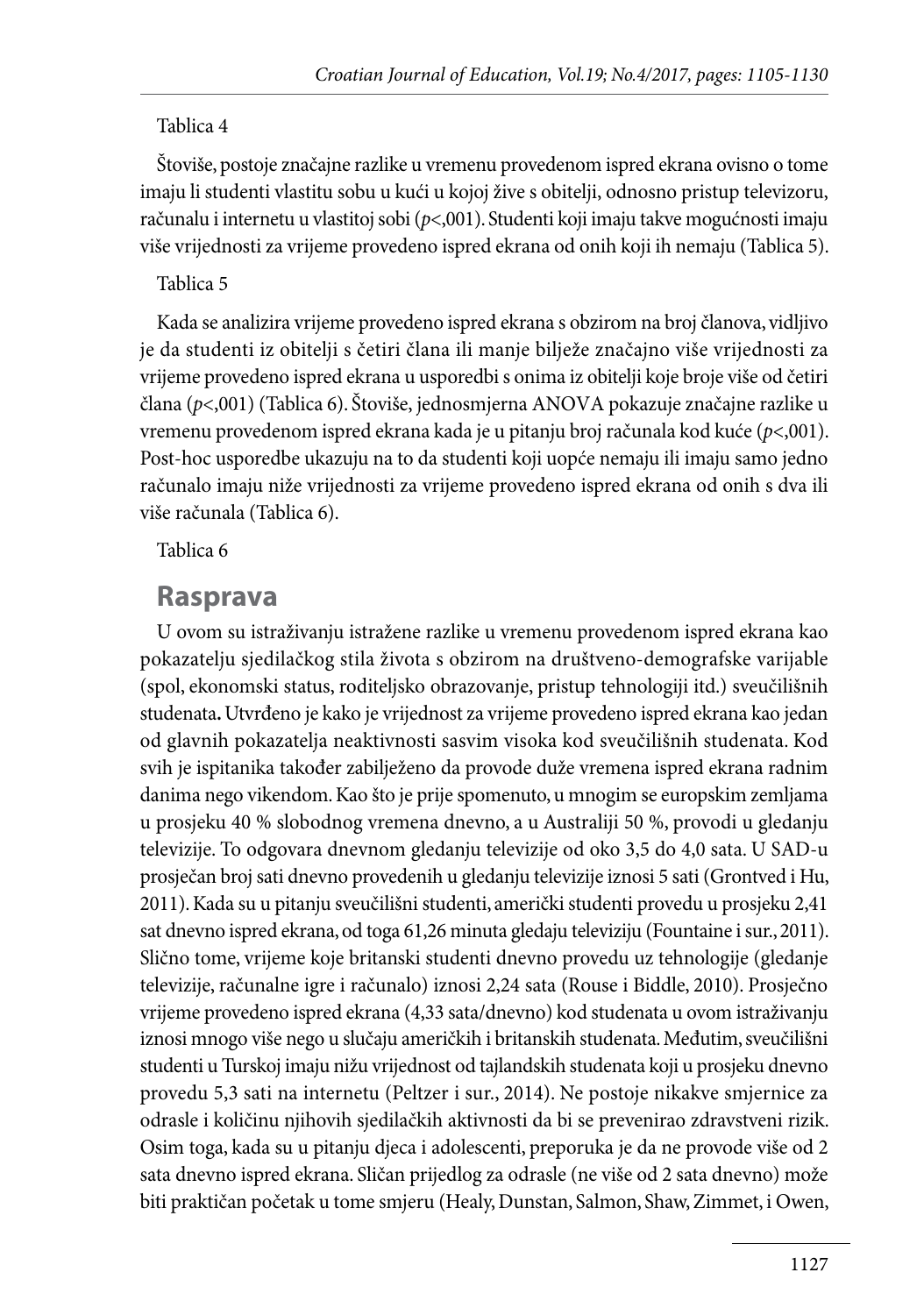Tablica 4

Štoviše, postoje značajne razlike u vremenu provedenom ispred ekrana ovisno o tome imaju li studenti vlastitu sobu u kući u kojoj žive s obitelji, odnosno pristup televizoru, računalu i internetu u vlastitoj sobi ($p<,001$). Studenti koji imaju takve mogućnosti imaju više vrijednosti za vrijeme provedeno ispred ekrana od onih koji ih nemaju (Tablica 5).

Tablica 5

Kada se analizira vrijeme provedeno ispred ekrana s obzirom na broj članova, vidljivo je da studenti iz obitelji s četiri člana ili manje bilježe značajno više vrijednosti za vrijeme provedeno ispred ekrana u usporedbi s onima iz obitelji koje broje više od četiri člana ($p<,001$) (Tablica 6). Štoviše, jednosmjerna ANOVA pokazuje značajne razlike u vremenu provedenom ispred ekrana kada je u pitanju broj računala kod kuće ($p<,001$). Post-hoc usporedbe ukazuju na to da studenti koji uopće nemaju ili imaju samo jedno računalo imaju niže vrijednosti za vrijeme provedeno ispred ekrana od onih s dva ili više računala (Tablica 6).

Tablica 6

## Rasprava

U ovom su istraživanju istražene razlike u vremenu provedenom ispred ekrana kao pokazatelju sjedilačkog stila života s obzirom na društveno-demografske varijable (spol, ekonomski status, roditeljsko obrazovanje, pristup tehnologiji itd.) sveučilišnih studenata**.** Utvrđeno je kako je vrijednost za vrijeme provedeno ispred ekrana kao jedan od glavnih pokazatelja neaktivnosti sasvim visoka kod sveučilišnih studenata. Kod svih je ispitanika također zabilježeno da provode duže vremena ispred ekrana radnim danima nego vikendom. Kao što je prije spomenuto, u mnogim se europskim zemljama u prosjeku 40 % slobodnog vremena dnevno, a u Australiji 50 %, provodi u gledanju televizije. To odgovara dnevnom gledanju televizije od oko 3,5 do 4,0 sata. U SAD-u prosječan broj sati dnevno provedenih u gledanju televizije iznosi 5 sati (Grontved i Hu, 2011). Kada su u pitanju sveučilišni studenti, američki studenti provedu u prosjeku 2,41 sat dnevno ispred ekrana, od toga 61,26 minuta gledaju televiziju (Fountaine i sur., 2011). Slično tome, vrijeme koje britanski studenti dnevno provedu uz tehnologije (gledanje televizije, računalne igre i računalo) iznosi 2,24 sata (Rouse i Biddle, 2010). Prosječno vrijeme provedeno ispred ekrana (4,33 sata/dnevno) kod studenata u ovom istraživanju iznosi mnogo više nego u slučaju američkih i britanskih studenata. Međutim, sveučilišni studenti u Turskoj imaju nižu vrijednost od tajlandskih studenata koji u prosjeku dnevno provedu 5,3 sati na internetu (Peltzer i sur., 2014). Ne postoje nikakve smjernice za odrasle i količinu njihovih sjedilačkih aktivnosti da bi se prevenirao zdravstveni rizik. Osim toga, kada su u pitanju djeca i adolescenti, preporuka je da ne provode više od 2 sata dnevno ispred ekrana. Sličan prijedlog za odrasle (ne više od 2 sata dnevno) može biti praktičan početak u tome smjeru (Healy, Dunstan, Salmon, Shaw, Zimmet, i Owen,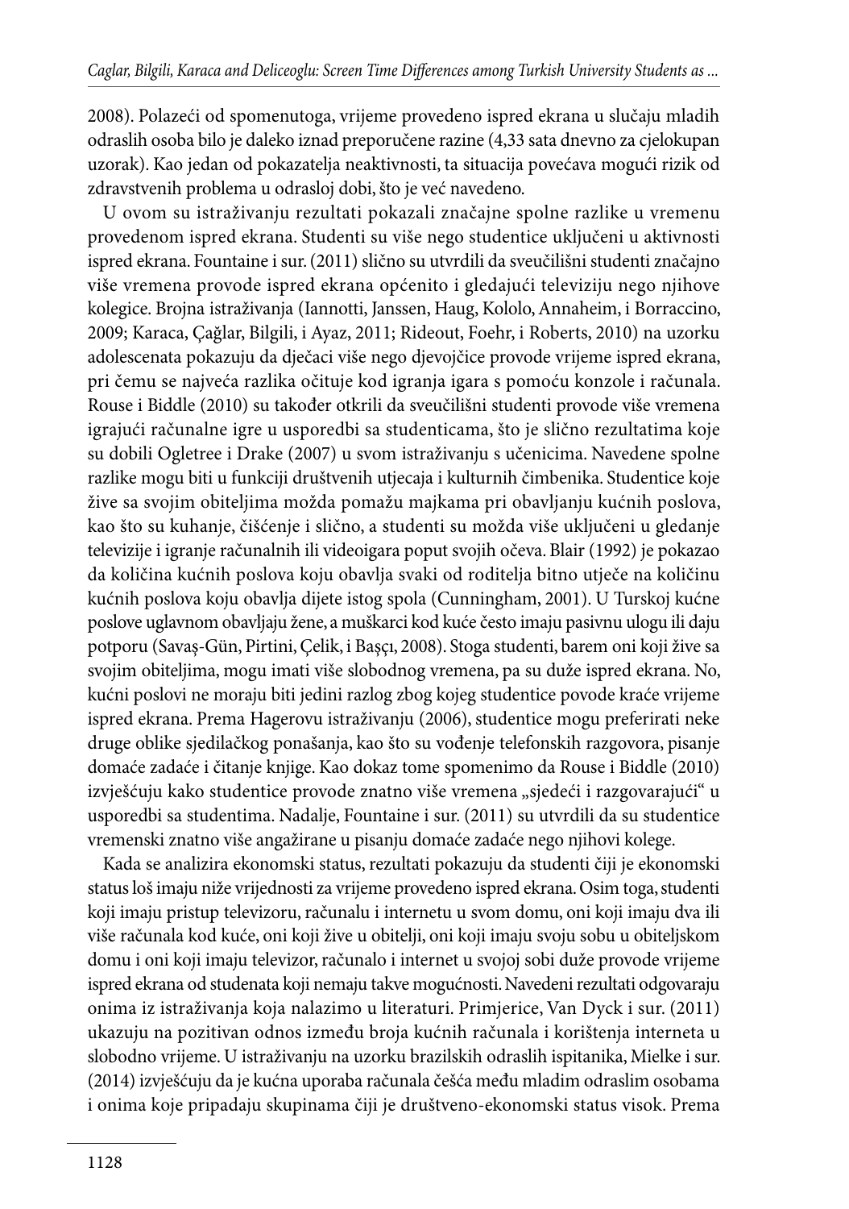2008). Polazeći od spomenutoga, vrijeme provedeno ispred ekrana u slučaju mladih odraslih osoba bilo je daleko iznad preporučene razine (4,33 sata dnevno za cjelokupan uzorak). Kao jedan od pokazatelja neaktivnosti, ta situacija povećava mogući rizik od zdravstvenih problema u odrasloj dobi, što je već navedeno.

U ovom su istraživanju rezultati pokazali značajne spolne razlike u vremenu provedenom ispred ekrana. Studenti su više nego studentice uključeni u aktivnosti ispred ekrana. Fountaine i sur. (2011) slično su utvrdili da sveučilišni studenti značajno više vremena provode ispred ekrana općenito i gledajući televiziju nego njihove kolegice. Brojna istraživanja (Iannotti, Janssen, Haug, Kololo, Annaheim, i Borraccino, 2009; Karaca, Çağlar, Bilgili, i Ayaz, 2011; Rideout, Foehr, i Roberts, 2010) na uzorku adolescenata pokazuju da dječaci više nego djevojčice provode vrijeme ispred ekrana, pri čemu se najveća razlika očituje kod igranja igara s pomoću konzole i računala. Rouse i Biddle (2010) su također otkrili da sveučilišni studenti provode više vremena igrajući računalne igre u usporedbi sa studenticama, što je slično rezultatima koje su dobili Ogletree i Drake (2007) u svom istraživanju s učenicima. Navedene spolne razlike mogu biti u funkciji društvenih utjecaja i kulturnih čimbenika. Studentice koje žive sa svojim obiteljima možda pomažu majkama pri obavljanju kućnih poslova, kao što su kuhanje, čišćenje i slično, a studenti su možda više uključeni u gledanje televizije i igranje računalnih ili videoigara poput svojih očeva. Blair (1992) je pokazao da količina kućnih poslova koju obavlja svaki od roditelja bitno utječe na količinu kućnih poslova koju obavlja dijete istog spola (Cunningham, 2001). U Turskoj kućne poslove uglavnom obavljaju žene, a muškarci kod kuće često imaju pasivnu ulogu ili daju potporu (Savaş-Gün, Pirtini, Çelik, i Başçı, 2008). Stoga studenti, barem oni koji žive sa svojim obiteljima, mogu imati više slobodnog vremena, pa su duže ispred ekrana. No, kućni poslovi ne moraju biti jedini razlog zbog kojeg studentice povode kraće vrijeme ispred ekrana. Prema Hagerovu istraživanju (2006), studentice mogu preferirati neke druge oblike sjedilačkog ponašanja, kao što su vođenje telefonskih razgovora, pisanje domaće zadaće i čitanje knjige. Kao dokaz tome spomenimo da Rouse i Biddle (2010) izvješćuju kako studentice provode znatno više vremena „sjedeći i razgovarajući" u usporedbi sa studentima. Nadalje, Fountaine i sur. (2011) su utvrdili da su studentice vremenski znatno više angažirane u pisanju domaće zadaće nego njihovi kolege.

Kada se analizira ekonomski status, rezultati pokazuju da studenti čiji je ekonomski status loš imaju niže vrijednosti za vrijeme provedeno ispred ekrana. Osim toga, studenti koji imaju pristup televizoru, računalu i internetu u svom domu, oni koji imaju dva ili više računala kod kuće, oni koji žive u obitelji, oni koji imaju svoju sobu u obiteljskom domu i oni koji imaju televizor, računalo i internet u svojoj sobi duže provode vrijeme ispred ekrana od studenata koji nemaju takve mogućnosti. Navedeni rezultati odgovaraju onima iz istraživanja koja nalazimo u literaturi. Primjerice, Van Dyck i sur. (2011) ukazuju na pozitivan odnos između broja kućnih računala i korištenja interneta u slobodno vrijeme. U istraživanju na uzorku brazilskih odraslih ispitanika, Mielke i sur. (2014) izvješćuju da je kućna uporaba računala češća među mladim odraslim osobama i onima koje pripadaju skupinama čiji je društveno-ekonomski status visok. Prema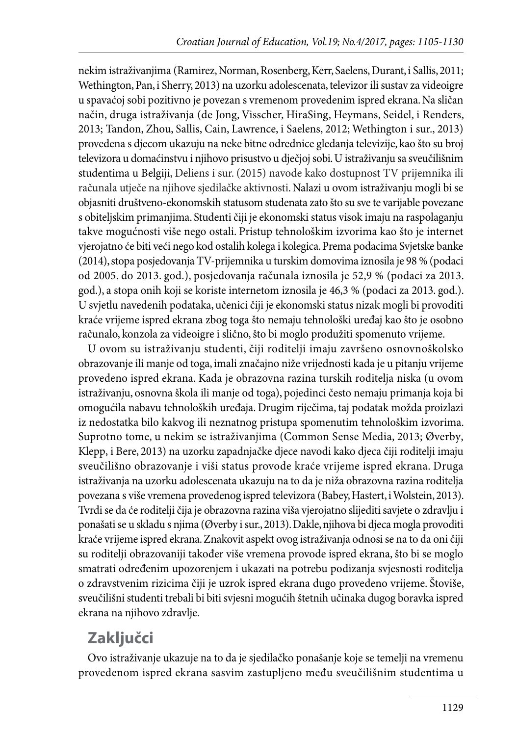nekim istraživanjima (Ramirez, Norman, Rosenberg, Kerr, Saelens, Durant, i Sallis, 2011; Wethington, Pan, i Sherry, 2013) na uzorku adolescenata, televizor ili sustav za videoigre u spavaćoj sobi pozitivno je povezan s vremenom provedenim ispred ekrana. Na sličan način, druga istraživanja (de Jong, Visscher, HiraSing, Heymans, Seidel, i Renders, 2013; Tandon, Zhou, Sallis, Cain, Lawrence, i Saelens, 2012; Wethington i sur., 2013) provedena s djecom ukazuju na neke bitne odrednice gledanja televizije, kao što su broj televizora u domaćinstvu i njihovo prisustvo u dječjoj sobi. U istraživanju sa sveučilišnim studentima u Belgiji, Deliens i sur. (2015) navode kako dostupnost TV prijemnika ili računala utječe na njihove sjedilačke aktivnosti. Nalazi u ovom istraživanju mogli bi se objasniti društveno-ekonomskih statusom studenata zato što su sve te varijable povezane s obiteljskim primanjima. Studenti čiji je ekonomski status visok imaju na raspolaganju takve mogućnosti više nego ostali. Pristup tehnološkim izvorima kao što je internet vjerojatno će biti veći nego kod ostalih kolega i kolegica. Prema podacima Svjetske banke (2014), stopa posjedovanja TV-prijemnika u turskim domovima iznosila je 98 % (podaci od 2005. do 2013. god.), posjedovanja računala iznosila je 52,9 % (podaci za 2013. god.), a stopa onih koji se koriste internetom iznosila je 46,3 % (podaci za 2013. god.). U svjetlu navedenih podataka, učenici čiji je ekonomski status nizak mogli bi provoditi kraće vrijeme ispred ekrana zbog toga što nemaju tehnološki uređaj kao što je osobno računalo, konzola za videoigre i slično, što bi moglo produžiti spomenuto vrijeme.

U ovom su istraživanju studenti, čiji roditelji imaju završeno osnovnoškolsko obrazovanje ili manje od toga, imali značajno niže vrijednosti kada je u pitanju vrijeme provedeno ispred ekrana. Kada je obrazovna razina turskih roditelja niska (u ovom istraživanju, osnovna škola ili manje od toga), pojedinci često nemaju primanja koja bi omogućila nabavu tehnoloških uređaja. Drugim riječima, taj podatak možda proizlazi iz nedostatka bilo kakvog ili neznatnog pristupa spomenutim tehnološkim izvorima. Suprotno tome, u nekim se istraživanjima (Common Sense Media, 2013; Øverby, Klepp, i Bere, 2013) na uzorku zapadnjačke djece navodi kako djeca čiji roditelji imaju sveučilišno obrazovanje i viši status provode kraće vrijeme ispred ekrana. Druga istraživanja na uzorku adolescenata ukazuju na to da je niža obrazovna razina roditelja povezana s više vremena provedenog ispred televizora (Babey, Hastert, i Wolstein, 2013). Tvrdi se da će roditelji čija je obrazovna razina viša vjerojatno slijediti savjete o zdravlju i ponašati se u skladu s njima (Øverby i sur., 2013). Dakle, njihova bi djeca mogla provoditi kraće vrijeme ispred ekrana. Znakovit aspekt ovog istraživanja odnosi se na to da oni čiji su roditelji obrazovaniji također više vremena provode ispred ekrana, što bi se moglo smatrati određenim upozorenjem i ukazati na potrebu podizanja svjesnosti roditelja o zdravstvenim rizicima čiji je uzrok ispred ekrana dugo provedeno vrijeme. Štoviše, sveučilišni studenti trebali bi biti svjesni mogućih štetnih učinaka dugog boravka ispred ekrana na njihovo zdravlje.

## Zaključci

Ovo istraživanje ukazuje na to da je sjedilačko ponašanje koje se temelji na vremenu provedenom ispred ekrana sasvim zastupljeno među sveučilišnim studentima u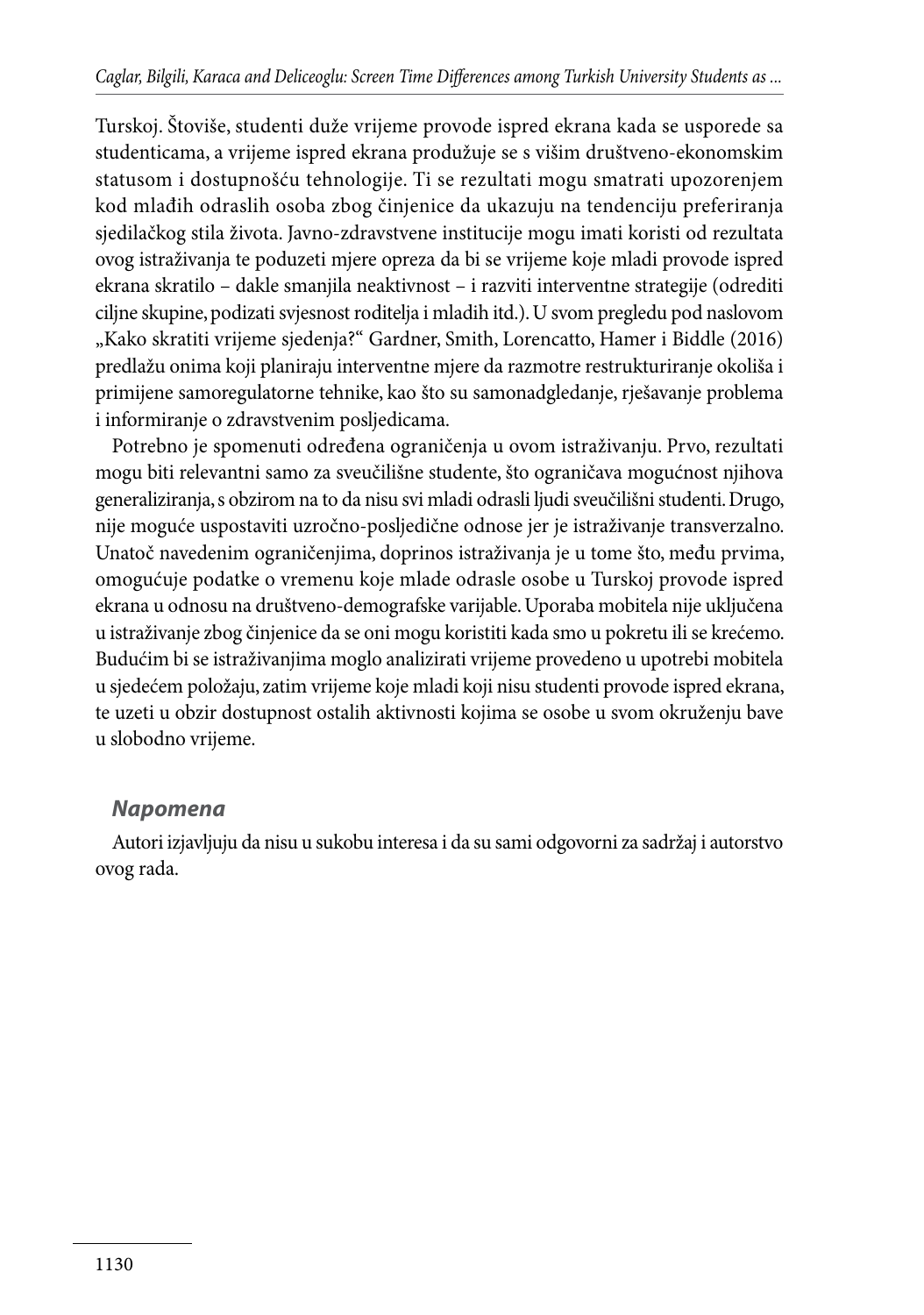Turskoj. Štoviše, studenti duže vrijeme provode ispred ekrana kada se usporede sa studenticama, a vrijeme ispred ekrana produžuje se s višim društveno-ekonomskim statusom i dostupnošću tehnologije. Ti se rezultati mogu smatrati upozorenjem kod mlađih odraslih osoba zbog činjenice da ukazuju na tendenciju preferiranja sjedilačkog stila života. Javno-zdravstvene institucije mogu imati koristi od rezultata ovog istraživanja te poduzeti mjere opreza da bi se vrijeme koje mladi provode ispred ekrana skratilo – dakle smanjila neaktivnost – i razviti interventne strategije (odrediti ciljne skupine, podizati svjesnost roditelja i mladih itd.). U svom pregledu pod naslovom „Kako skratiti vrijeme sjedenja?" Gardner, Smith, Lorencatto, Hamer i Biddle (2016) predlažu onima koji planiraju interventne mjere da razmotre restrukturiranje okoliša i primijene samoregulatorne tehnike, kao što su samonadgledanje, rješavanje problema i informiranje o zdravstvenim posljedicama.

Potrebno je spomenuti određena ograničenja u ovom istraživanju. Prvo, rezultati mogu biti relevantni samo za sveučilišne studente, što ograničava mogućnost njihova generaliziranja, s obzirom na to da nisu svi mladi odrasli ljudi sveučilišni studenti. Drugo, nije moguće uspostaviti uzročno-posljedične odnose jer je istraživanje transverzalno. Unatoč navedenim ograničenjima, doprinos istraživanja je u tome što, među prvima, omogućuje podatke o vremenu koje mlade odrasle osobe u Turskoj provode ispred ekrana u odnosu na društveno-demografske varijable. Uporaba mobitela nije uključena u istraživanje zbog činjenice da se oni mogu koristiti kada smo u pokretu ili se krećemo. Budućim bi se istraživanjima moglo analizirati vrijeme provedeno u upotrebi mobitela u sjedećem položaju, zatim vrijeme koje mladi koji nisu studenti provode ispred ekrana, te uzeti u obzir dostupnost ostalih aktivnosti kojima se osobe u svom okruženju bave u slobodno vrijeme.

## *Napomena*

Autori izjavljuju da nisu u sukobu interesa i da su sami odgovorni za sadržaj i autorstvo ovog rada.